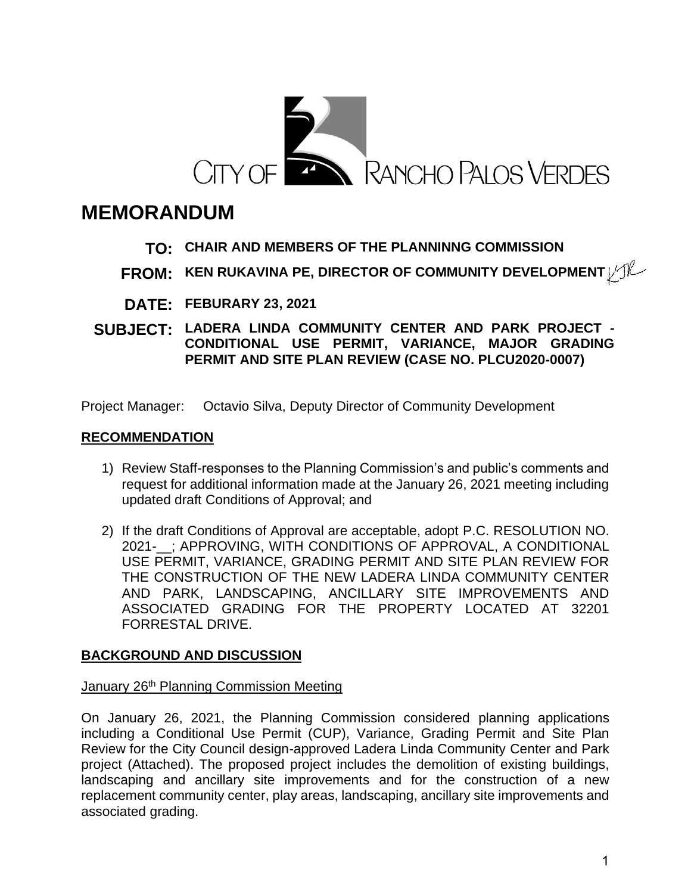CITY OF RANCHO PALOS VERDES

# MEMORANDUM

**TO:** **CHAIR AND MEMBERS OF THE PLANNINNG COMMISSION**

**FROM:** **KEN RUKAVINA PE, DIRECTOR OF COMMUNITY DEVELOPMENT**

**DATE:** **FEBURARY 23, 2021**

**SUBJECT:** **LADERA LINDA COMMUNITY CENTER AND PARK PROJECT - CONDITIONAL USE PERMIT, VARIANCE, MAJOR GRADING PERMIT AND SITE PLAN REVIEW (CASE NO. PLCU2020-0007)**

Project Manager: Octavio Silva, Deputy Director of Community Development

## RECOMMENDATION

1) Review Staff-responses to the Planning Commission's and public's comments and request for additional information made at the January 26, 2021 meeting including updated draft Conditions of Approval; and

2) If the draft Conditions of Approval are acceptable, adopt P.C. RESOLUTION NO. 2021-__; APPROVING, WITH CONDITIONS OF APPROVAL, A CONDITIONAL USE PERMIT, VARIANCE, GRADING PERMIT AND SITE PLAN REVIEW FOR THE CONSTRUCTION OF THE NEW LADERA LINDA COMMUNITY CENTER AND PARK, LANDSCAPING, ANCILLARY SITE IMPROVEMENTS AND ASSOCIATED GRADING FOR THE PROPERTY LOCATED AT 32201 FORRESTAL DRIVE.

## BACKGROUND AND DISCUSSION

January 26th Planning Commission Meeting

On January 26, 2021, the Planning Commission considered planning applications including a Conditional Use Permit (CUP), Variance, Grading Permit and Site Plan Review for the City Council design-approved Ladera Linda Community Center and Park project (Attached). The proposed project includes the demolition of existing buildings, landscaping and ancillary site improvements and for the construction of a new replacement community center, play areas, landscaping, ancillary site improvements and associated grading.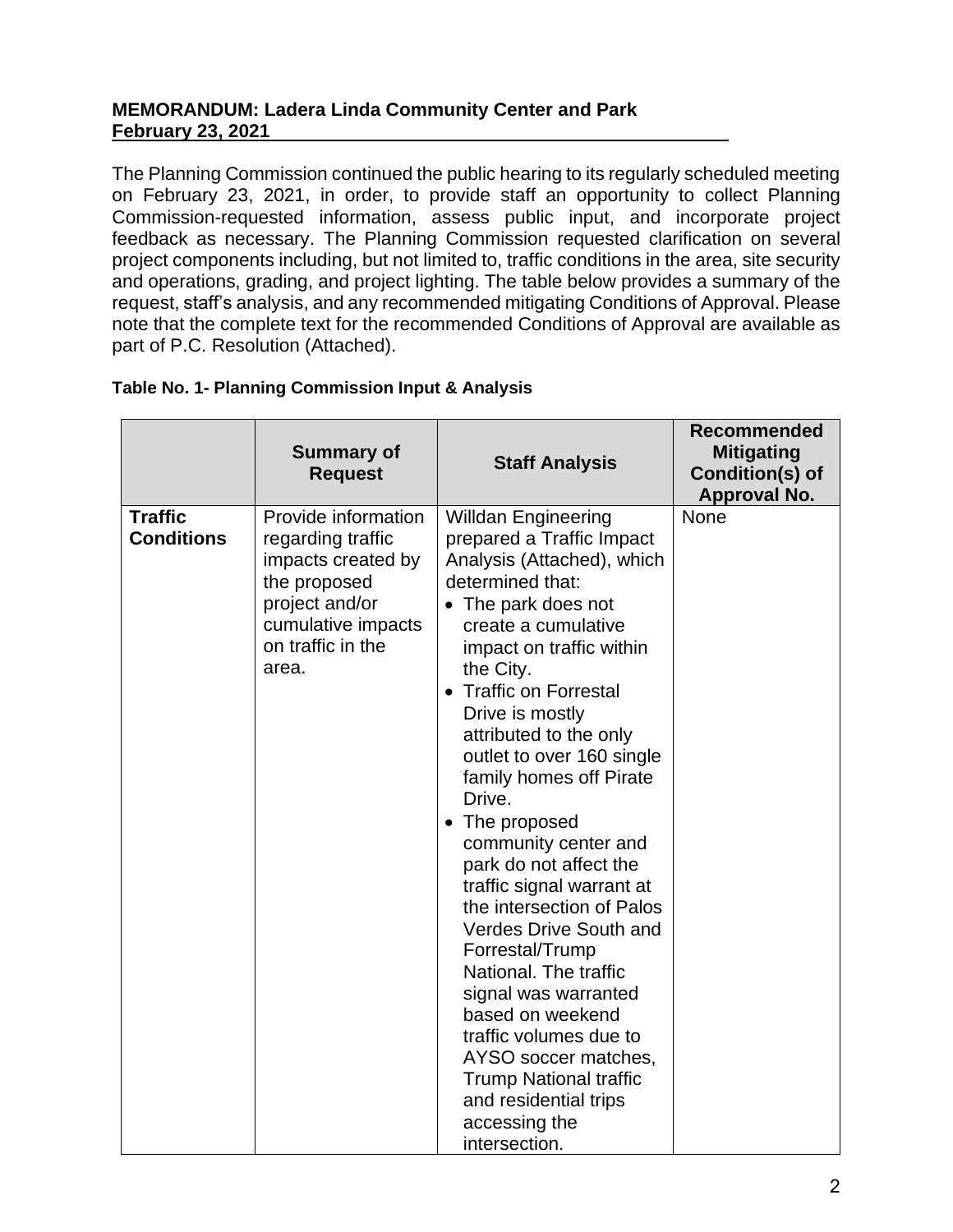**MEMORANDUM: Ladera Linda Community Center and Park**
**February 23, 2021**

The Planning Commission continued the public hearing to its regularly scheduled meeting on February 23, 2021, in order, to provide staff an opportunity to collect Planning Commission-requested information, assess public input, and incorporate project feedback as necessary. The Planning Commission requested clarification on several project components including, but not limited to, traffic conditions in the area, site security and operations, grading, and project lighting. The table below provides a summary of the request, staff's analysis, and any recommended mitigating Conditions of Approval. Please note that the complete text for the recommended Conditions of Approval are available as part of P.C. Resolution (Attached).

**Table No. 1- Planning Commission Input & Analysis**

| | Summary of Request | Staff Analysis | Recommended Mitigating Condition(s) of Approval No. |
|---|---|---|---|
| **Traffic Conditions** | Provide information regarding traffic impacts created by the proposed project and/or cumulative impacts on traffic in the area. | Willdan Engineering prepared a Traffic Impact Analysis (Attached), which determined that:<br>• The park does not create a cumulative impact on traffic within the City.<br>• Traffic on Forrestal Drive is mostly attributed to the only outlet to over 160 single family homes off Pirate Drive.<br>• The proposed community center and park do not affect the traffic signal warrant at the intersection of Palos Verdes Drive South and Forrestal/Trump National. The traffic signal was warranted based on weekend traffic volumes due to AYSO soccer matches, Trump National traffic and residential trips accessing the intersection. | None |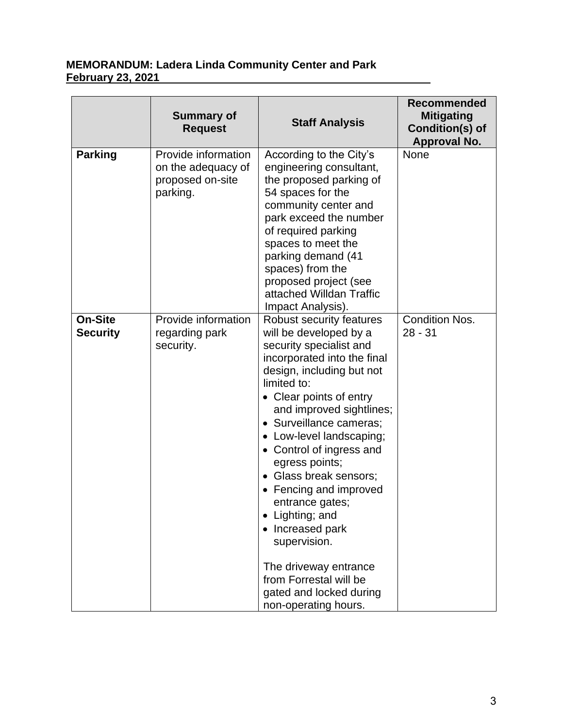**MEMORANDUM: Ladera Linda Community Center and Park**
**February 23, 2021**

| | Summary of Request | Staff Analysis | Recommended Mitigating Condition(s) of Approval No. |
|---|---|---|---|
| **Parking** | Provide information on the adequacy of proposed on-site parking. | According to the City's engineering consultant, the proposed parking of 54 spaces for the community center and park exceed the number of required parking spaces to meet the parking demand (41 spaces) from the proposed project (see attached Willdan Traffic Impact Analysis). | None |
| **On-Site Security** | Provide information regarding park security. | Robust security features will be developed by a security specialist and incorporated into the final design, including but not limited to:<br>• Clear points of entry and improved sightlines;<br>• Surveillance cameras;<br>• Low-level landscaping;<br>• Control of ingress and egress points;<br>• Glass break sensors;<br>• Fencing and improved entrance gates;<br>• Lighting; and<br>• Increased park supervision.<br><br>The driveway entrance from Forrestal will be gated and locked during non-operating hours. | Condition Nos. 28 - 31 |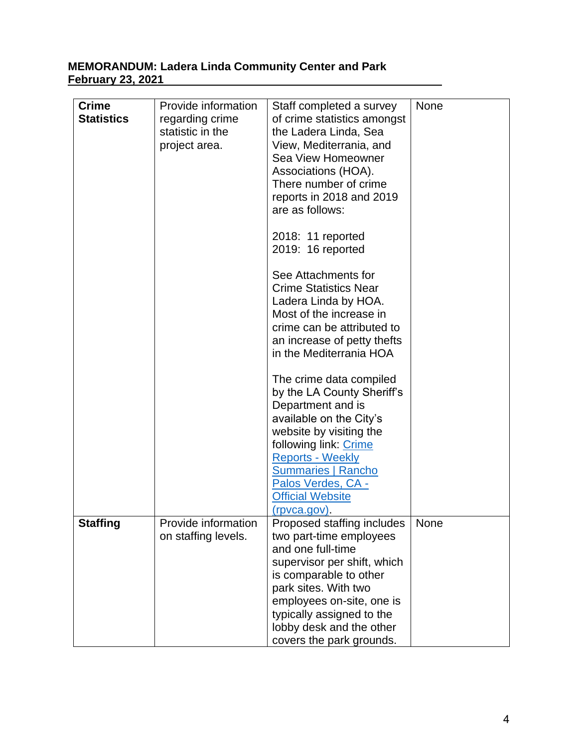**MEMORANDUM: Ladera Linda Community Center and Park**
**February 23, 2021**

| | | | |
|---|---|---|---|
| **Crime Statistics** | Provide information regarding crime statistic in the project area. | Staff completed a survey of crime statistics amongst the Ladera Linda, Sea View, Mediterrania, and Sea View Homeowner Associations (HOA). There number of crime reports in 2018 and 2019 are as follows:<br><br>2018: 11 reported<br>2019: 16 reported<br><br>See Attachments for Crime Statistics Near Ladera Linda by HOA. Most of the increase in crime can be attributed to an increase of petty thefts in the Mediterrania HOA<br><br>The crime data compiled by the LA County Sheriff's Department and is available on the City's website by visiting the following link: [Crime Reports - Weekly Summaries \| Rancho Palos Verdes, CA - Official Website (rpvca.gov)](rpvca.gov). | None |
| **Staffing** | Provide information on staffing levels. | Proposed staffing includes two part-time employees and one full-time supervisor per shift, which is comparable to other park sites. With two employees on-site, one is typically assigned to the lobby desk and the other covers the park grounds. | None |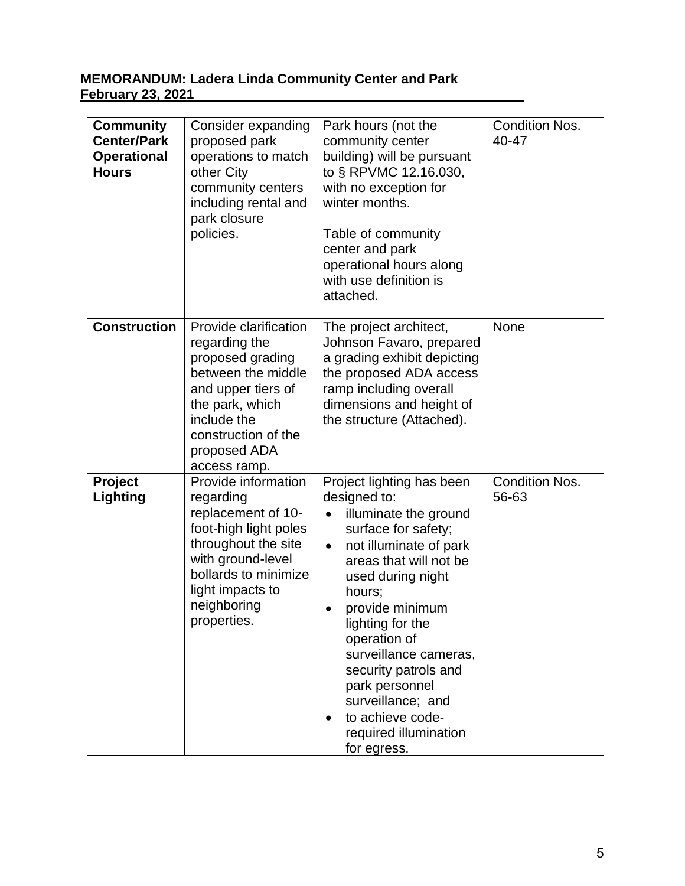**MEMORANDUM: Ladera Linda Community Center and Park**
**February 23, 2021**

| | | | |
|---|---|---|---|
| **Community Center/Park Operational Hours** | Consider expanding proposed park operations to match other City community centers including rental and park closure policies. | Park hours (not the community center building) will be pursuant to § RPVMC 12.16.030, with no exception for winter months.<br><br>Table of community center and park operational hours along with use definition is attached. | Condition Nos. 40-47 |
| **Construction** | Provide clarification regarding the proposed grading between the middle and upper tiers of the park, which include the construction of the proposed ADA access ramp. | The project architect, Johnson Favaro, prepared a grading exhibit depicting the proposed ADA access ramp including overall dimensions and height of the structure (Attached). | None |
| **Project Lighting** | Provide information regarding replacement of 10-foot-high light poles throughout the site with ground-level bollards to minimize light impacts to neighboring properties. | Project lighting has been designed to:<br>• illuminate the ground surface for safety;<br>• not illuminate of park areas that will not be used during night hours;<br>• provide minimum lighting for the operation of surveillance cameras, security patrols and park personnel surveillance; and<br>• to achieve code-required illumination for egress. | Condition Nos. 56-63 |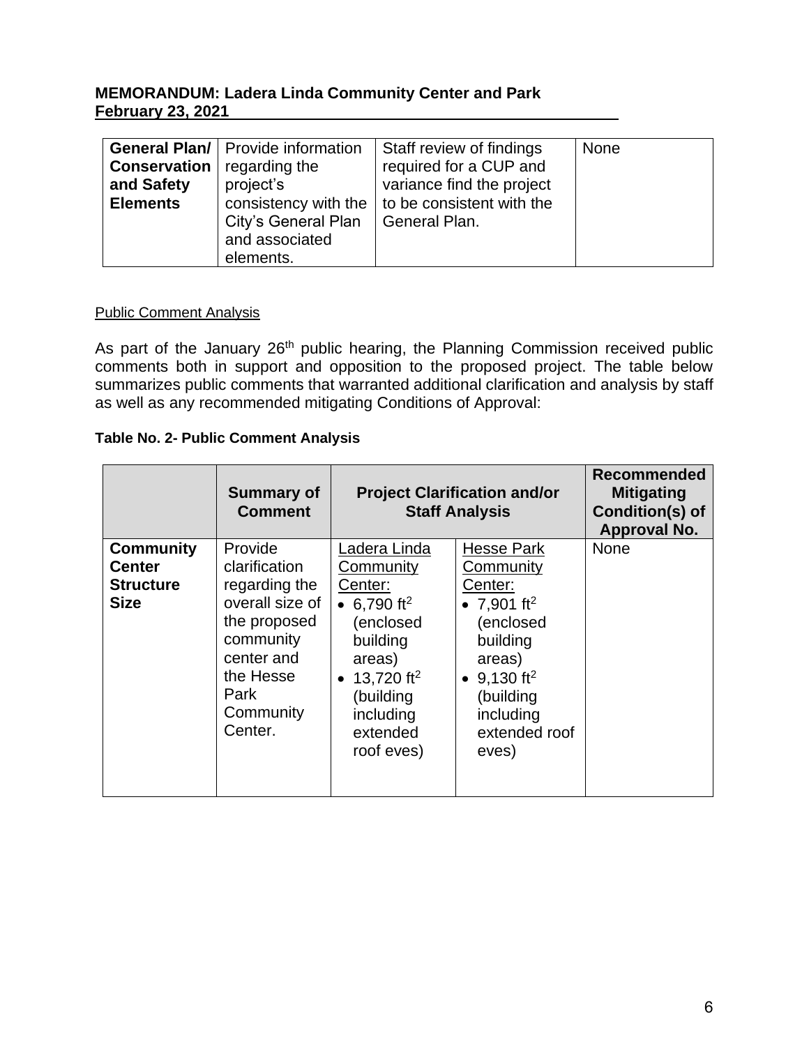**MEMORANDUM: Ladera Linda Community Center and Park**
**February 23, 2021**

| **General Plan/ Conservation and Safety Elements** | Provide information regarding the project's consistency with the City's General Plan and associated elements. | Staff review of findings required for a CUP and variance find the project to be consistent with the General Plan. | None |
|---|---|---|---|

Public Comment Analysis

As part of the January 26th public hearing, the Planning Commission received public comments both in support and opposition to the proposed project. The table below summarizes public comments that warranted additional clarification and analysis by staff as well as any recommended mitigating Conditions of Approval:

**Table No. 2- Public Comment Analysis**

| | **Summary of Comment** | **Project Clarification and/or Staff Analysis** | | **Recommended Mitigating Condition(s) of Approval No.** |
|---|---|---|---|---|
| **Community Center Structure Size** | Provide clarification regarding the overall size of the proposed community center and the Hesse Park Community Center. | Ladera Linda Community Center:<br>• 6,790 ft$^2$ (enclosed building areas)<br>• 13,720 ft$^2$ (building including extended roof eves) | Hesse Park Community Center:<br>• 7,901 ft$^2$ (enclosed building areas)<br>• 9,130 ft$^2$ (building including extended roof eves) | None |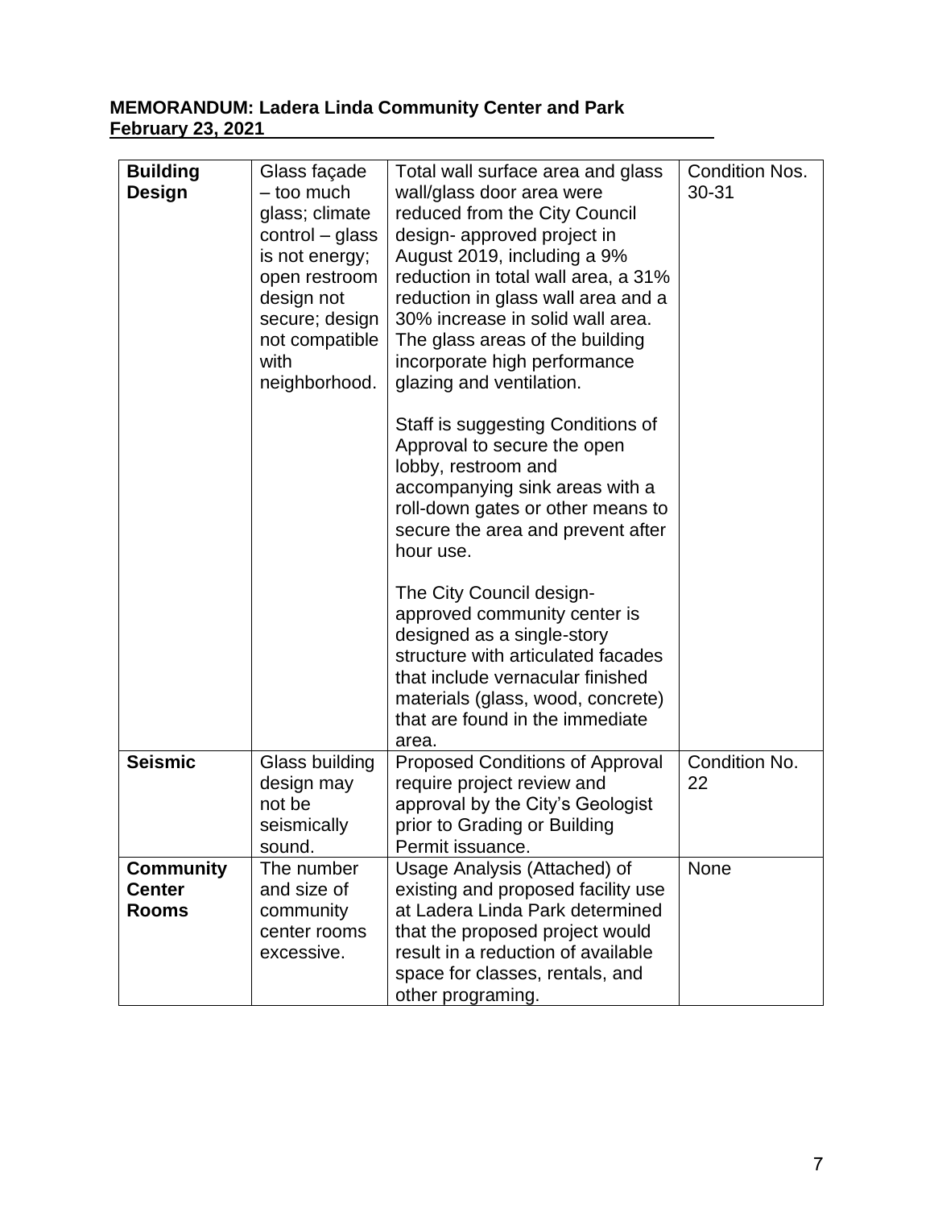**MEMORANDUM: Ladera Linda Community Center and Park**
**February 23, 2021**

| | | | |
|---|---|---|---|
| **Building Design** | Glass façade – too much glass; climate control – glass is not energy; open restroom design not secure; design not compatible with neighborhood. | Total wall surface area and glass wall/glass door area were reduced from the City Council design- approved project in August 2019, including a 9% reduction in total wall area, a 31% reduction in glass wall area and a 30% increase in solid wall area. The glass areas of the building incorporate high performance glazing and ventilation.<br><br>Staff is suggesting Conditions of Approval to secure the open lobby, restroom and accompanying sink areas with a roll-down gates or other means to secure the area and prevent after hour use.<br><br>The City Council design-approved community center is designed as a single-story structure with articulated facades that include vernacular finished materials (glass, wood, concrete) that are found in the immediate area. | Condition Nos. 30-31 |
| **Seismic** | Glass building design may not be seismically sound. | Proposed Conditions of Approval require project review and approval by the City's Geologist prior to Grading or Building Permit issuance. | Condition No. 22 |
| **Community Center Rooms** | The number and size of community center rooms excessive. | Usage Analysis (Attached) of existing and proposed facility use at Ladera Linda Park determined that the proposed project would result in a reduction of available space for classes, rentals, and other programing. | None |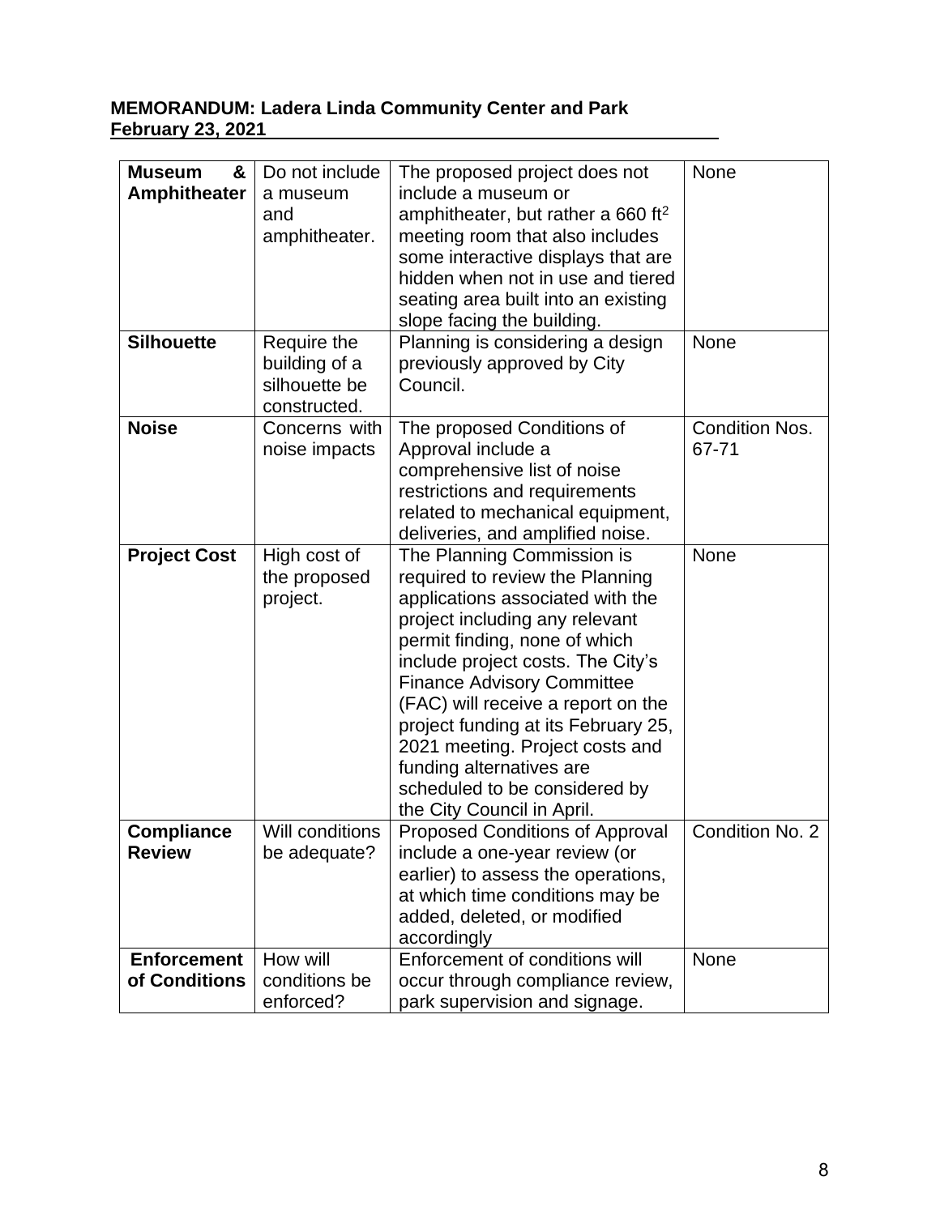**MEMORANDUM: Ladera Linda Community Center and Park**
**February 23, 2021**

| | | | |
|---|---|---|---|
| **Museum & Amphitheater** | Do not include a museum and amphitheater. | The proposed project does not include a museum or amphitheater, but rather a 660 $ft^2$ meeting room that also includes some interactive displays that are hidden when not in use and tiered seating area built into an existing slope facing the building. | None |
| **Silhouette** | Require the building of a silhouette be constructed. | Planning is considering a design previously approved by City Council. | None |
| **Noise** | Concerns with noise impacts | The proposed Conditions of Approval include a comprehensive list of noise restrictions and requirements related to mechanical equipment, deliveries, and amplified noise. | Condition Nos. 67-71 |
| **Project Cost** | High cost of the proposed project. | The Planning Commission is required to review the Planning applications associated with the project including any relevant permit finding, none of which include project costs. The City's Finance Advisory Committee (FAC) will receive a report on the project funding at its February 25, 2021 meeting. Project costs and funding alternatives are scheduled to be considered by the City Council in April. | None |
| **Compliance Review** | Will conditions be adequate? | Proposed Conditions of Approval include a one-year review (or earlier) to assess the operations, at which time conditions may be added, deleted, or modified accordingly | Condition No. 2 |
| **Enforcement of Conditions** | How will conditions be enforced? | Enforcement of conditions will occur through compliance review, park supervision and signage. | None |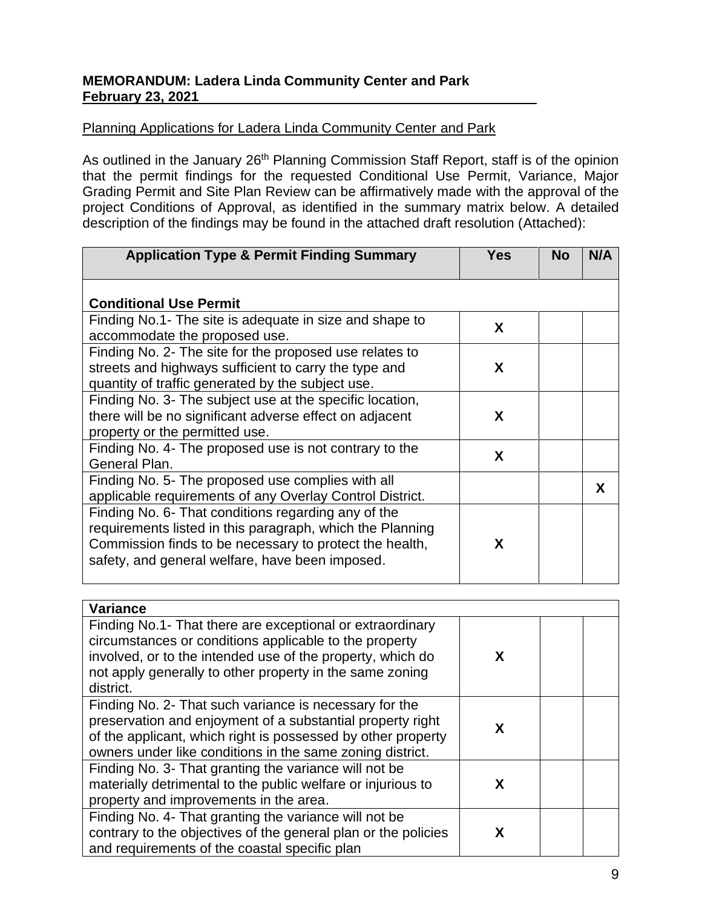**MEMORANDUM: Ladera Linda Community Center and Park**
**February 23, 2021**

Planning Applications for Ladera Linda Community Center and Park

As outlined in the January 26th Planning Commission Staff Report, staff is of the opinion that the permit findings for the requested Conditional Use Permit, Variance, Major Grading Permit and Site Plan Review can be affirmatively made with the approval of the project Conditions of Approval, as identified in the summary matrix below. A detailed description of the findings may be found in the attached draft resolution (Attached):

| Application Type & Permit Finding Summary | Yes | No | N/A |
|---|---|---|---|
| **Conditional Use Permit** | | | |
| Finding No.1- The site is adequate in size and shape to accommodate the proposed use. | X | | |
| Finding No. 2- The site for the proposed use relates to streets and highways sufficient to carry the type and quantity of traffic generated by the subject use. | X | | |
| Finding No. 3- The subject use at the specific location, there will be no significant adverse effect on adjacent property or the permitted use. | X | | |
| Finding No. 4- The proposed use is not contrary to the General Plan. | X | | |
| Finding No. 5- The proposed use complies with all applicable requirements of any Overlay Control District. | | | X |
| Finding No. 6- That conditions regarding any of the requirements listed in this paragraph, which the Planning Commission finds to be necessary to protect the health, safety, and general welfare, have been imposed. | X | | |

| Variance | | | |
|---|---|---|---|
| Finding No.1- That there are exceptional or extraordinary circumstances or conditions applicable to the property involved, or to the intended use of the property, which do not apply generally to other property in the same zoning district. | X | | |
| Finding No. 2- That such variance is necessary for the preservation and enjoyment of a substantial property right of the applicant, which right is possessed by other property owners under like conditions in the same zoning district. | X | | |
| Finding No. 3- That granting the variance will not be materially detrimental to the public welfare or injurious to property and improvements in the area. | X | | |
| Finding No. 4- That granting the variance will not be contrary to the objectives of the general plan or the policies and requirements of the coastal specific plan | X | | |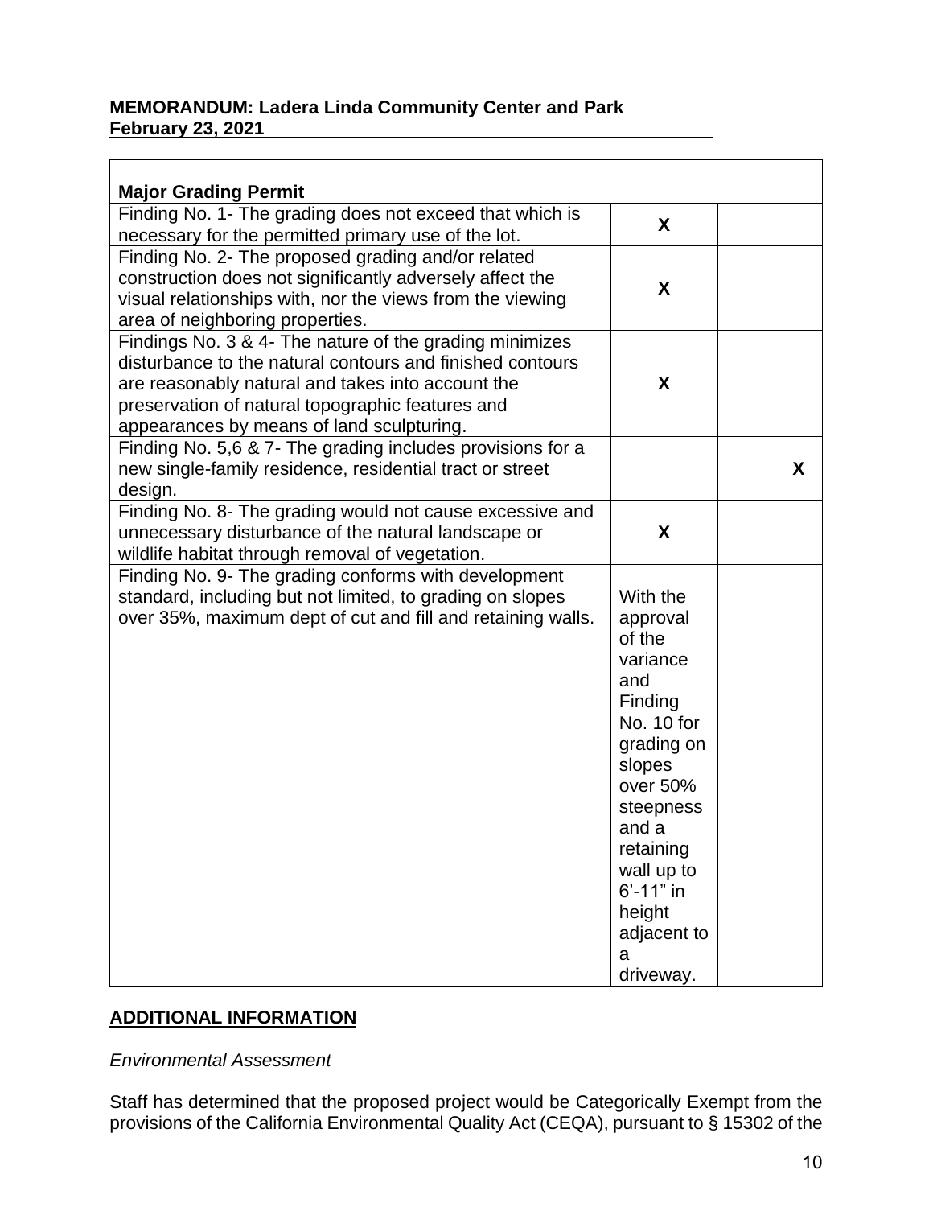**MEMORANDUM: Ladera Linda Community Center and Park**
**February 23, 2021**

| **Major Grading Permit** | | | |
|---|---|---|---|
| Finding No. 1- The grading does not exceed that which is necessary for the permitted primary use of the lot. | **X** | | |
| Finding No. 2- The proposed grading and/or related construction does not significantly adversely affect the visual relationships with, nor the views from the viewing area of neighboring properties. | **X** | | |
| Findings No. 3 & 4- The nature of the grading minimizes disturbance to the natural contours and finished contours are reasonably natural and takes into account the preservation of natural topographic features and appearances by means of land sculpturing. | **X** | | |
| Finding No. 5,6 & 7- The grading includes provisions for a new single-family residence, residential tract or street design. | | | **X** |
| Finding No. 8- The grading would not cause excessive and unnecessary disturbance of the natural landscape or wildlife habitat through removal of vegetation. | **X** | | |
| Finding No. 9- The grading conforms with development standard, including but not limited, to grading on slopes over 35%, maximum dept of cut and fill and retaining walls. | With the approval of the variance and Finding No. 10 for grading on slopes over 50% steepness and a retaining wall up to 6'-11" in height adjacent to a driveway. | | |

## ADDITIONAL INFORMATION

*Environmental Assessment*

Staff has determined that the proposed project would be Categorically Exempt from the provisions of the California Environmental Quality Act (CEQA), pursuant to § 15302 of the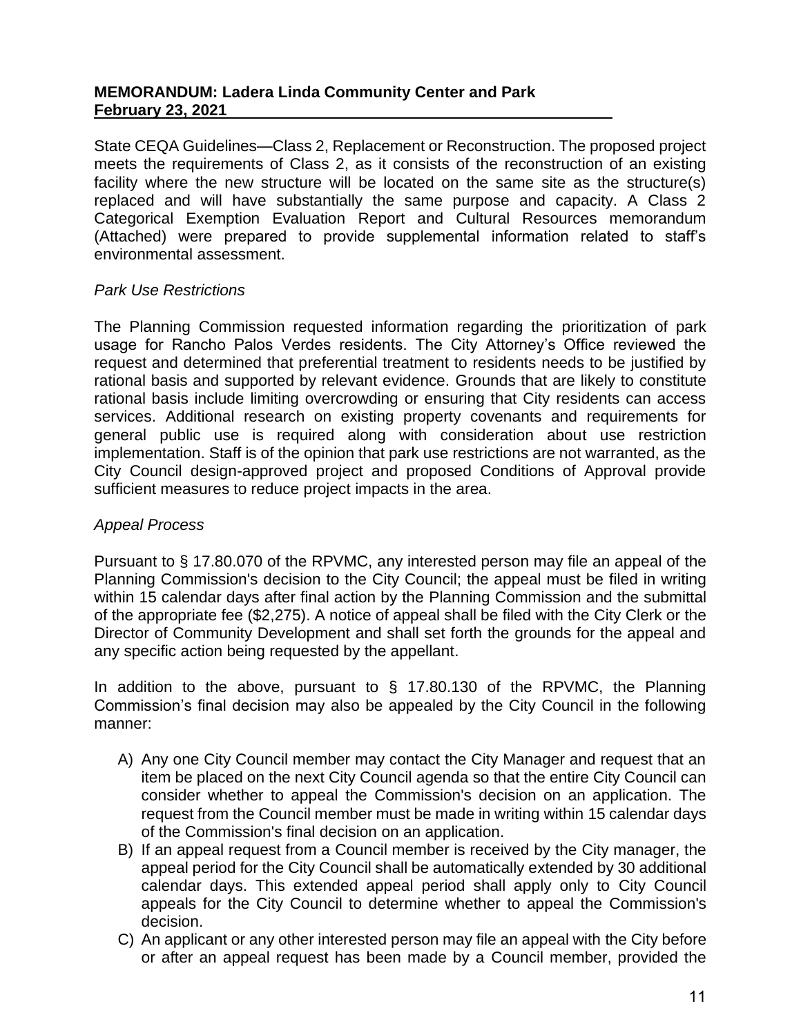State CEQA Guidelines—Class 2, Replacement or Reconstruction. The proposed project meets the requirements of Class 2, as it consists of the reconstruction of an existing facility where the new structure will be located on the same site as the structure(s) replaced and will have substantially the same purpose and capacity. A Class 2 Categorical Exemption Evaluation Report and Cultural Resources memorandum (Attached) were prepared to provide supplemental information related to staff's environmental assessment.

*Park Use Restrictions*

The Planning Commission requested information regarding the prioritization of park usage for Rancho Palos Verdes residents. The City Attorney's Office reviewed the request and determined that preferential treatment to residents needs to be justified by rational basis and supported by relevant evidence. Grounds that are likely to constitute rational basis include limiting overcrowding or ensuring that City residents can access services. Additional research on existing property covenants and requirements for general public use is required along with consideration about use restriction implementation. Staff is of the opinion that park use restrictions are not warranted, as the City Council design-approved project and proposed Conditions of Approval provide sufficient measures to reduce project impacts in the area.

*Appeal Process*

Pursuant to § 17.80.070 of the RPVMC, any interested person may file an appeal of the Planning Commission's decision to the City Council; the appeal must be filed in writing within 15 calendar days after final action by the Planning Commission and the submittal of the appropriate fee ($2,275). A notice of appeal shall be filed with the City Clerk or the Director of Community Development and shall set forth the grounds for the appeal and any specific action being requested by the appellant.

In addition to the above, pursuant to § 17.80.130 of the RPVMC, the Planning Commission's final decision may also be appealed by the City Council in the following manner:

A) Any one City Council member may contact the City Manager and request that an item be placed on the next City Council agenda so that the entire City Council can consider whether to appeal the Commission's decision on an application. The request from the Council member must be made in writing within 15 calendar days of the Commission's final decision on an application.
B) If an appeal request from a Council member is received by the City manager, the appeal period for the City Council shall be automatically extended by 30 additional calendar days. This extended appeal period shall apply only to City Council appeals for the City Council to determine whether to appeal the Commission's decision.
C) An applicant or any other interested person may file an appeal with the City before or after an appeal request has been made by a Council member, provided the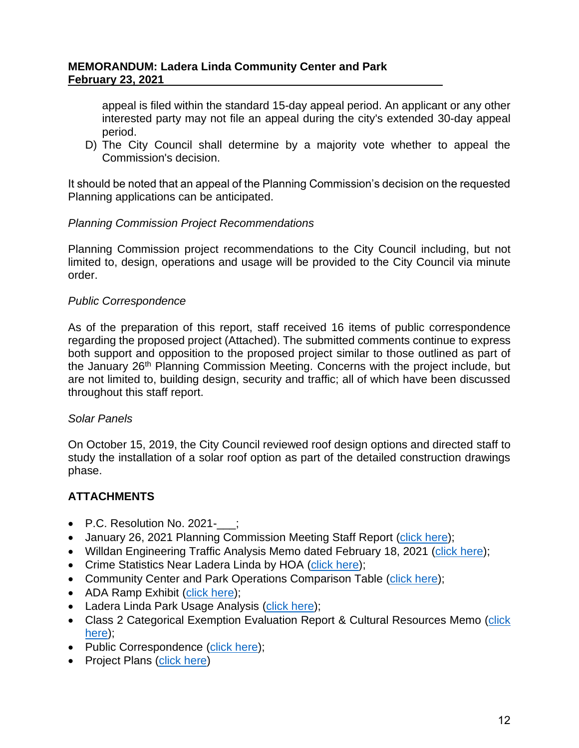appeal is filed within the standard 15-day appeal period. An applicant or any other interested party may not file an appeal during the city's extended 30-day appeal period.

D) The City Council shall determine by a majority vote whether to appeal the Commission's decision.

It should be noted that an appeal of the Planning Commission's decision on the requested Planning applications can be anticipated.

*Planning Commission Project Recommendations*

Planning Commission project recommendations to the City Council including, but not limited to, design, operations and usage will be provided to the City Council via minute order.

*Public Correspondence*

As of the preparation of this report, staff received 16 items of public correspondence regarding the proposed project (Attached). The submitted comments continue to express both support and opposition to the proposed project similar to those outlined as part of the January 26th Planning Commission Meeting. Concerns with the project include, but are not limited to, building design, security and traffic; all of which have been discussed throughout this staff report.

*Solar Panels*

On October 15, 2019, the City Council reviewed roof design options and directed staff to study the installation of a solar roof option as part of the detailed construction drawings phase.

**ATTACHMENTS**

- P.C. Resolution No. 2021-___;
- January 26, 2021 Planning Commission Meeting Staff Report (click here);
- Willdan Engineering Traffic Analysis Memo dated February 18, 2021 (click here);
- Crime Statistics Near Ladera Linda by HOA (click here);
- Community Center and Park Operations Comparison Table (click here);
- ADA Ramp Exhibit (click here);
- Ladera Linda Park Usage Analysis (click here);
- Class 2 Categorical Exemption Evaluation Report & Cultural Resources Memo (click here);
- Public Correspondence (click here);
- Project Plans (click here)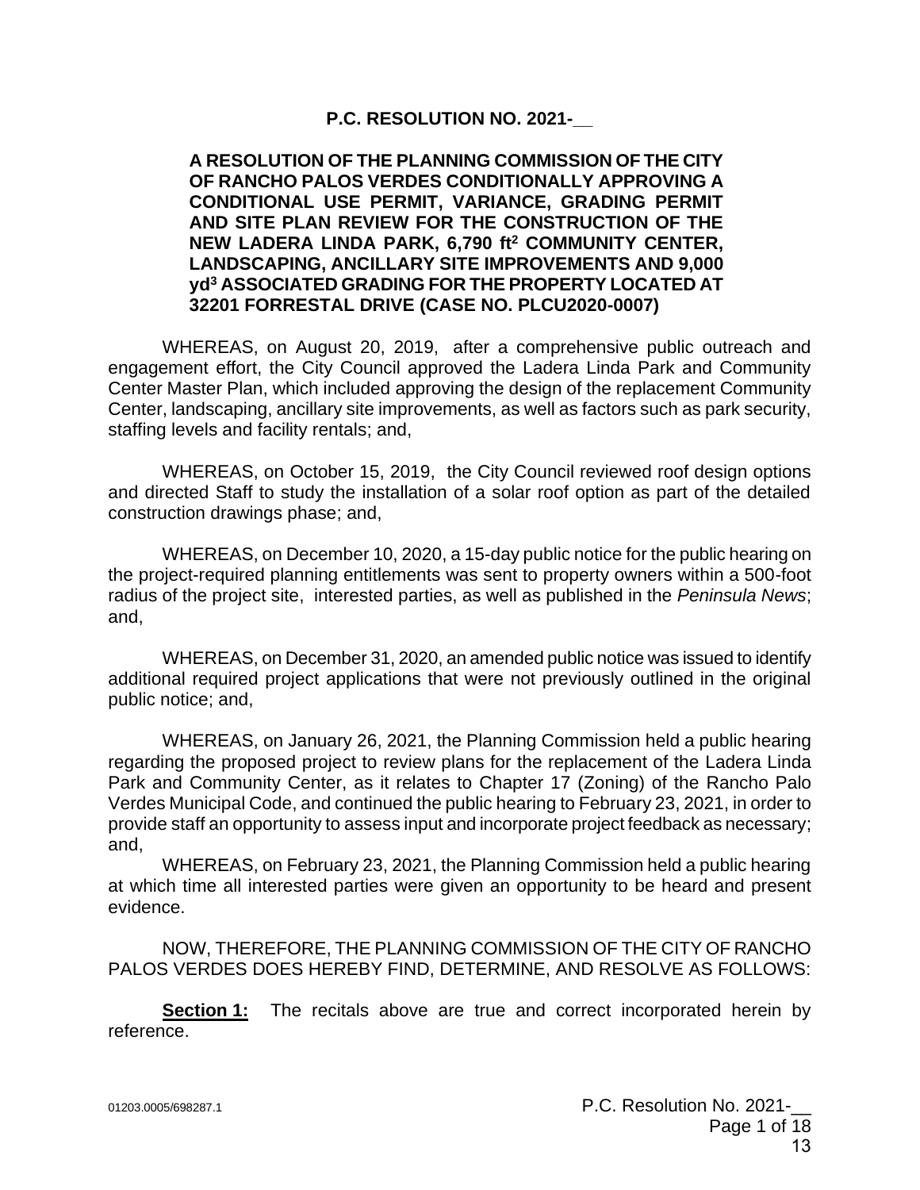**P.C. RESOLUTION NO. 2021-\_\_**

**A RESOLUTION OF THE PLANNING COMMISSION OF THE CITY OF RANCHO PALOS VERDES CONDITIONALLY APPROVING A CONDITIONAL USE PERMIT, VARIANCE, GRADING PERMIT AND SITE PLAN REVIEW FOR THE CONSTRUCTION OF THE NEW LADERA LINDA PARK, 6,790 ft$^2$ COMMUNITY CENTER, LANDSCAPING, ANCILLARY SITE IMPROVEMENTS AND 9,000 yd$^3$ ASSOCIATED GRADING FOR THE PROPERTY LOCATED AT 32201 FORRESTAL DRIVE (CASE NO. PLCU2020-0007)**

WHEREAS, on August 20, 2019, after a comprehensive public outreach and engagement effort, the City Council approved the Ladera Linda Park and Community Center Master Plan, which included approving the design of the replacement Community Center, landscaping, ancillary site improvements, as well as factors such as park security, staffing levels and facility rentals; and,

WHEREAS, on October 15, 2019, the City Council reviewed roof design options and directed Staff to study the installation of a solar roof option as part of the detailed construction drawings phase; and,

WHEREAS, on December 10, 2020, a 15-day public notice for the public hearing on the project-required planning entitlements was sent to property owners within a 500-foot radius of the project site, interested parties, as well as published in the *Peninsula News*; and,

WHEREAS, on December 31, 2020, an amended public notice was issued to identify additional required project applications that were not previously outlined in the original public notice; and,

WHEREAS, on January 26, 2021, the Planning Commission held a public hearing regarding the proposed project to review plans for the replacement of the Ladera Linda Park and Community Center, as it relates to Chapter 17 (Zoning) of the Rancho Palo Verdes Municipal Code, and continued the public hearing to February 23, 2021, in order to provide staff an opportunity to assess input and incorporate project feedback as necessary; and,

WHEREAS, on February 23, 2021, the Planning Commission held a public hearing at which time all interested parties were given an opportunity to be heard and present evidence.

NOW, THEREFORE, THE PLANNING COMMISSION OF THE CITY OF RANCHO PALOS VERDES DOES HEREBY FIND, DETERMINE, AND RESOLVE AS FOLLOWS:

**Section 1:** The recitals above are true and correct incorporated herein by reference.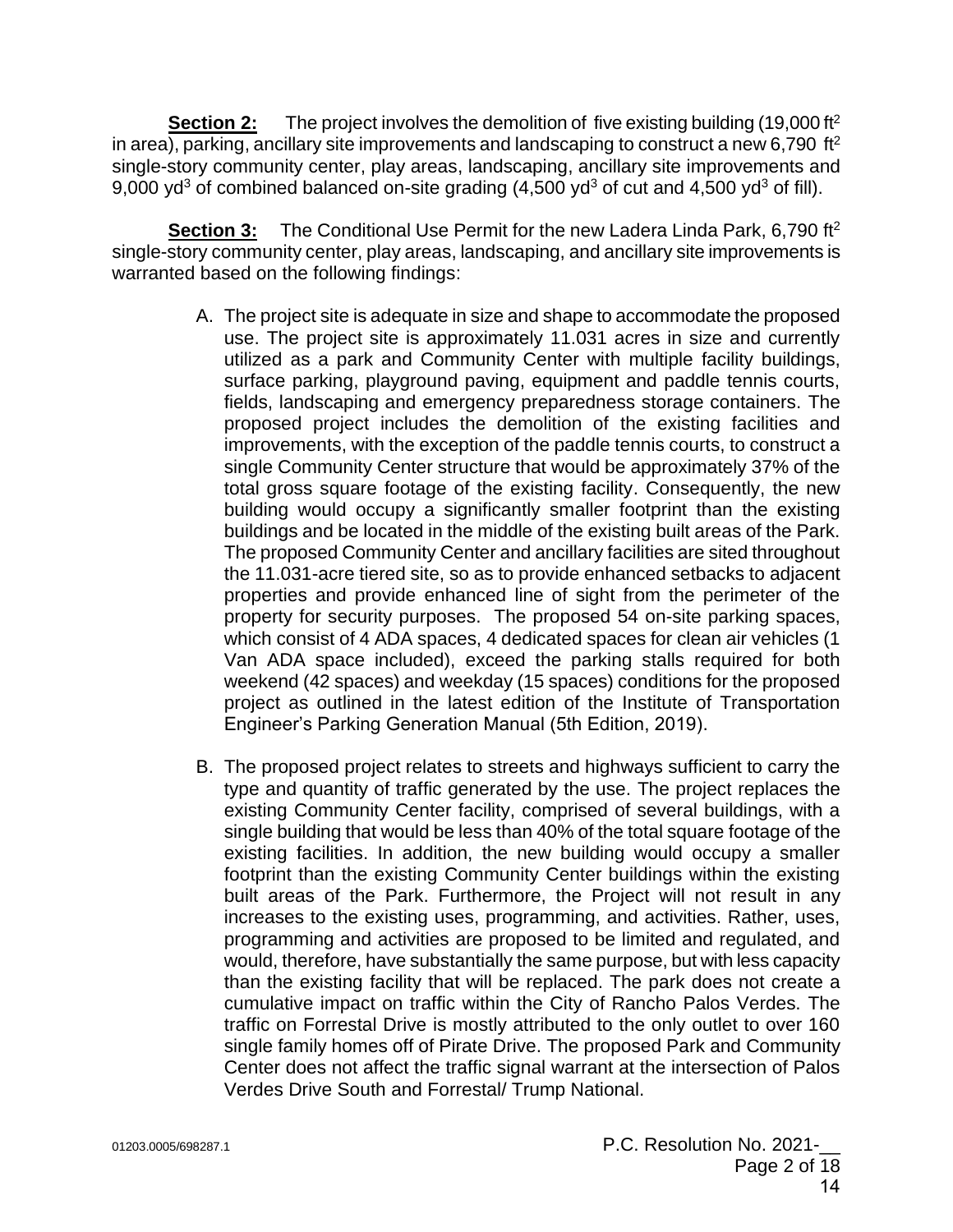**Section 2:** The project involves the demolition of five existing building (19,000 $ft^2$ in area), parking, ancillary site improvements and landscaping to construct a new 6,790 $ft^2$ single-story community center, play areas, landscaping, ancillary site improvements and 9,000 $yd^3$ of combined balanced on-site grading (4,500 $yd^3$ of cut and 4,500 $yd^3$ of fill).

**Section 3:** The Conditional Use Permit for the new Ladera Linda Park, 6,790 $ft^2$ single-story community center, play areas, landscaping, and ancillary site improvements is warranted based on the following findings:

A. The project site is adequate in size and shape to accommodate the proposed use. The project site is approximately 11.031 acres in size and currently utilized as a park and Community Center with multiple facility buildings, surface parking, playground paving, equipment and paddle tennis courts, fields, landscaping and emergency preparedness storage containers. The proposed project includes the demolition of the existing facilities and improvements, with the exception of the paddle tennis courts, to construct a single Community Center structure that would be approximately 37% of the total gross square footage of the existing facility. Consequently, the new building would occupy a significantly smaller footprint than the existing buildings and be located in the middle of the existing built areas of the Park. The proposed Community Center and ancillary facilities are sited throughout the 11.031-acre tiered site, so as to provide enhanced setbacks to adjacent properties and provide enhanced line of sight from the perimeter of the property for security purposes. The proposed 54 on-site parking spaces, which consist of 4 ADA spaces, 4 dedicated spaces for clean air vehicles (1 Van ADA space included), exceed the parking stalls required for both weekend (42 spaces) and weekday (15 spaces) conditions for the proposed project as outlined in the latest edition of the Institute of Transportation Engineer's Parking Generation Manual (5th Edition, 2019).

B. The proposed project relates to streets and highways sufficient to carry the type and quantity of traffic generated by the use. The project replaces the existing Community Center facility, comprised of several buildings, with a single building that would be less than 40% of the total square footage of the existing facilities. In addition, the new building would occupy a smaller footprint than the existing Community Center buildings within the existing built areas of the Park. Furthermore, the Project will not result in any increases to the existing uses, programming, and activities. Rather, uses, programming and activities are proposed to be limited and regulated, and would, therefore, have substantially the same purpose, but with less capacity than the existing facility that will be replaced. The park does not create a cumulative impact on traffic within the City of Rancho Palos Verdes. The traffic on Forrestal Drive is mostly attributed to the only outlet to over 160 single family homes off of Pirate Drive. The proposed Park and Community Center does not affect the traffic signal warrant at the intersection of Palos Verdes Drive South and Forrestal/ Trump National.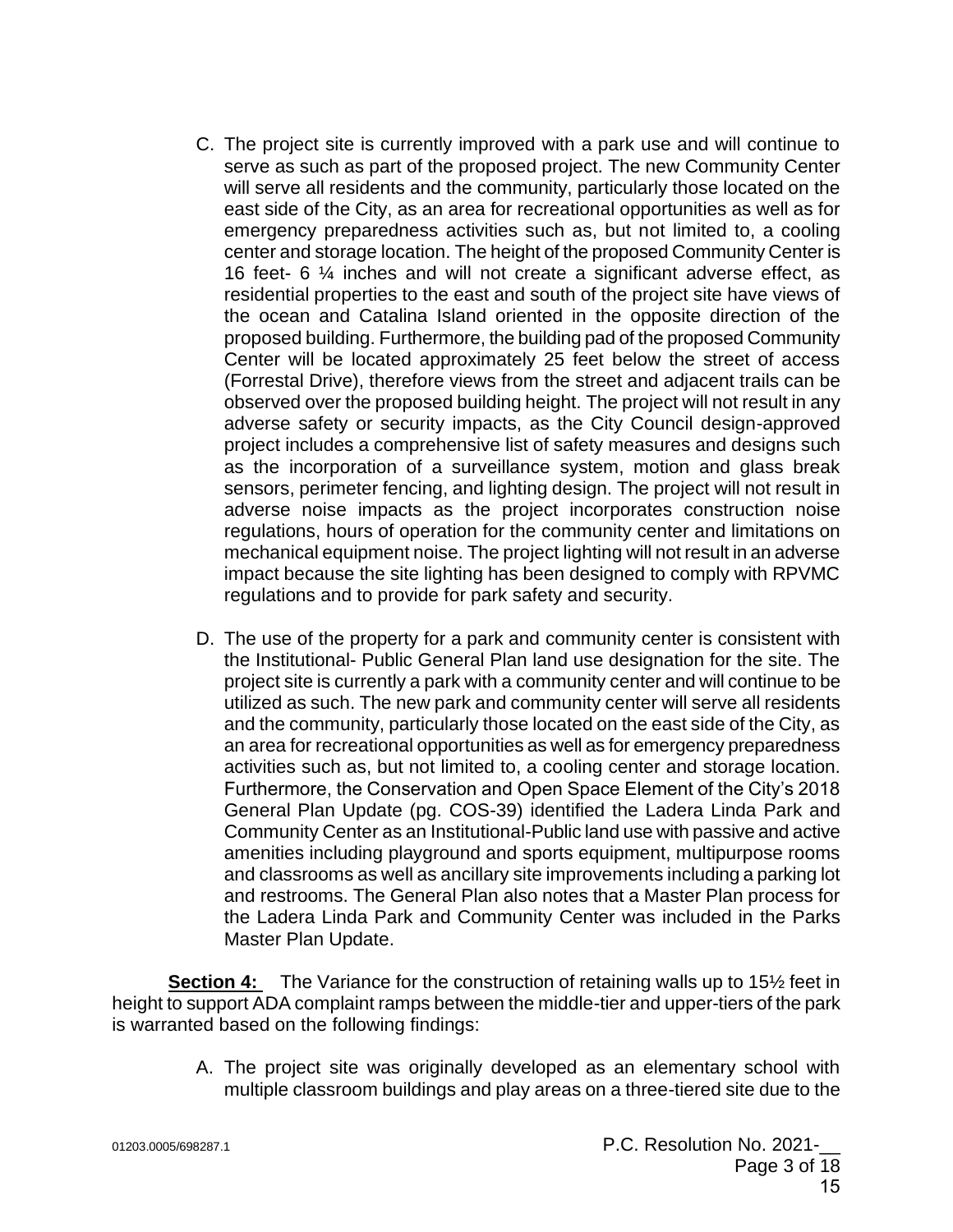C. The project site is currently improved with a park use and will continue to serve as such as part of the proposed project. The new Community Center will serve all residents and the community, particularly those located on the east side of the City, as an area for recreational opportunities as well as for emergency preparedness activities such as, but not limited to, a cooling center and storage location. The height of the proposed Community Center is 16 feet- 6 ¼ inches and will not create a significant adverse effect, as residential properties to the east and south of the project site have views of the ocean and Catalina Island oriented in the opposite direction of the proposed building. Furthermore, the building pad of the proposed Community Center will be located approximately 25 feet below the street of access (Forrestal Drive), therefore views from the street and adjacent trails can be observed over the proposed building height. The project will not result in any adverse safety or security impacts, as the City Council design-approved project includes a comprehensive list of safety measures and designs such as the incorporation of a surveillance system, motion and glass break sensors, perimeter fencing, and lighting design. The project will not result in adverse noise impacts as the project incorporates construction noise regulations, hours of operation for the community center and limitations on mechanical equipment noise. The project lighting will not result in an adverse impact because the site lighting has been designed to comply with RPVMC regulations and to provide for park safety and security.

D. The use of the property for a park and community center is consistent with the Institutional- Public General Plan land use designation for the site. The project site is currently a park with a community center and will continue to be utilized as such. The new park and community center will serve all residents and the community, particularly those located on the east side of the City, as an area for recreational opportunities as well as for emergency preparedness activities such as, but not limited to, a cooling center and storage location. Furthermore, the Conservation and Open Space Element of the City's 2018 General Plan Update (pg. COS-39) identified the Ladera Linda Park and Community Center as an Institutional-Public land use with passive and active amenities including playground and sports equipment, multipurpose rooms and classrooms as well as ancillary site improvements including a parking lot and restrooms. The General Plan also notes that a Master Plan process for the Ladera Linda Park and Community Center was included in the Parks Master Plan Update.

**Section 4:** The Variance for the construction of retaining walls up to 15½ feet in height to support ADA complaint ramps between the middle-tier and upper-tiers of the park is warranted based on the following findings:

A. The project site was originally developed as an elementary school with multiple classroom buildings and play areas on a three-tiered site due to the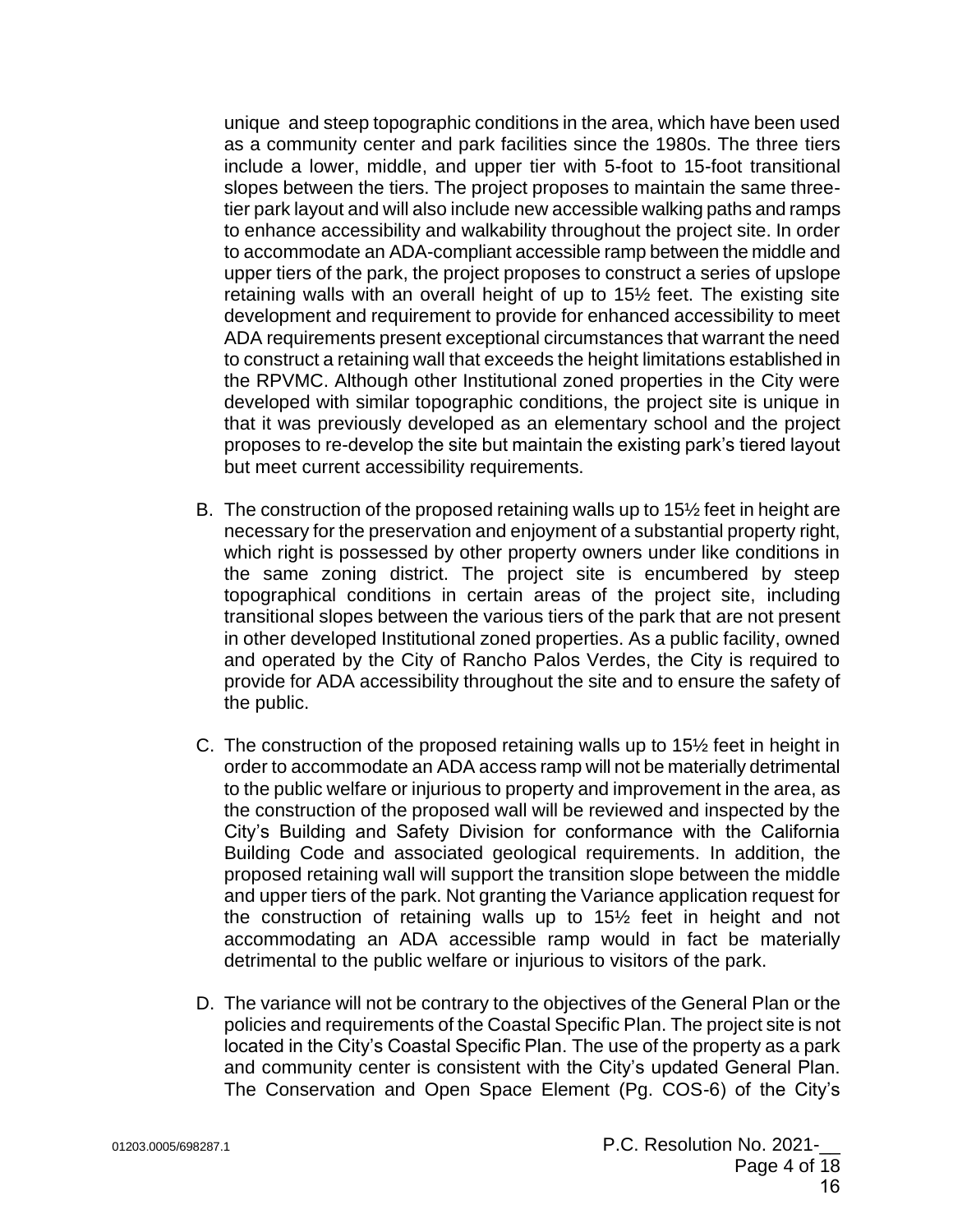unique and steep topographic conditions in the area, which have been used as a community center and park facilities since the 1980s. The three tiers include a lower, middle, and upper tier with 5-foot to 15-foot transitional slopes between the tiers. The project proposes to maintain the same three-tier park layout and will also include new accessible walking paths and ramps to enhance accessibility and walkability throughout the project site. In order to accommodate an ADA-compliant accessible ramp between the middle and upper tiers of the park, the project proposes to construct a series of upslope retaining walls with an overall height of up to 15½ feet. The existing site development and requirement to provide for enhanced accessibility to meet ADA requirements present exceptional circumstances that warrant the need to construct a retaining wall that exceeds the height limitations established in the RPVMC. Although other Institutional zoned properties in the City were developed with similar topographic conditions, the project site is unique in that it was previously developed as an elementary school and the project proposes to re-develop the site but maintain the existing park's tiered layout but meet current accessibility requirements.

B. The construction of the proposed retaining walls up to 15½ feet in height are necessary for the preservation and enjoyment of a substantial property right, which right is possessed by other property owners under like conditions in the same zoning district. The project site is encumbered by steep topographical conditions in certain areas of the project site, including transitional slopes between the various tiers of the park that are not present in other developed Institutional zoned properties. As a public facility, owned and operated by the City of Rancho Palos Verdes, the City is required to provide for ADA accessibility throughout the site and to ensure the safety of the public.

C. The construction of the proposed retaining walls up to 15½ feet in height in order to accommodate an ADA access ramp will not be materially detrimental to the public welfare or injurious to property and improvement in the area, as the construction of the proposed wall will be reviewed and inspected by the City's Building and Safety Division for conformance with the California Building Code and associated geological requirements. In addition, the proposed retaining wall will support the transition slope between the middle and upper tiers of the park. Not granting the Variance application request for the construction of retaining walls up to 15½ feet in height and not accommodating an ADA accessible ramp would in fact be materially detrimental to the public welfare or injurious to visitors of the park.

D. The variance will not be contrary to the objectives of the General Plan or the policies and requirements of the Coastal Specific Plan. The project site is not located in the City's Coastal Specific Plan. The use of the property as a park and community center is consistent with the City's updated General Plan. The Conservation and Open Space Element (Pg. COS-6) of the City's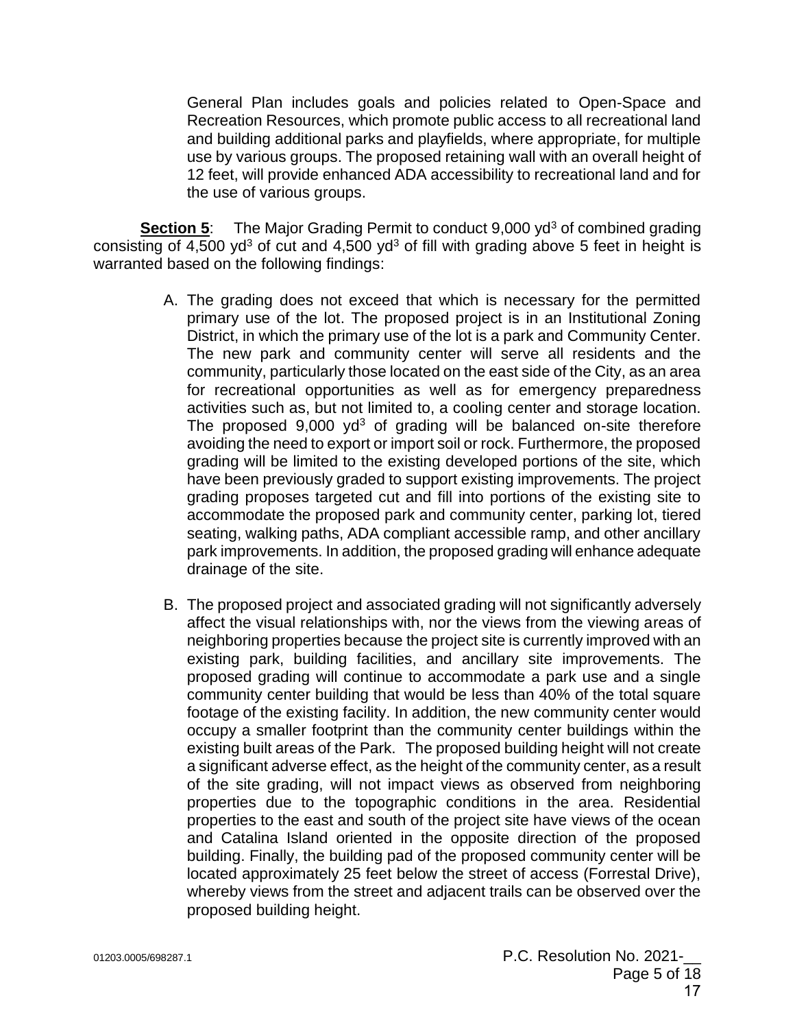General Plan includes goals and policies related to Open-Space and Recreation Resources, which promote public access to all recreational land and building additional parks and playfields, where appropriate, for multiple use by various groups. The proposed retaining wall with an overall height of 12 feet, will provide enhanced ADA accessibility to recreational land and for the use of various groups.

**Section 5**: The Major Grading Permit to conduct 9,000 $yd^3$ of combined grading consisting of 4,500 $yd^3$ of cut and 4,500 $yd^3$ of fill with grading above 5 feet in height is warranted based on the following findings:

A. The grading does not exceed that which is necessary for the permitted primary use of the lot. The proposed project is in an Institutional Zoning District, in which the primary use of the lot is a park and Community Center. The new park and community center will serve all residents and the community, particularly those located on the east side of the City, as an area for recreational opportunities as well as for emergency preparedness activities such as, but not limited to, a cooling center and storage location. The proposed 9,000 $yd^3$ of grading will be balanced on-site therefore avoiding the need to export or import soil or rock. Furthermore, the proposed grading will be limited to the existing developed portions of the site, which have been previously graded to support existing improvements. The project grading proposes targeted cut and fill into portions of the existing site to accommodate the proposed park and community center, parking lot, tiered seating, walking paths, ADA compliant accessible ramp, and other ancillary park improvements. In addition, the proposed grading will enhance adequate drainage of the site.

B. The proposed project and associated grading will not significantly adversely affect the visual relationships with, nor the views from the viewing areas of neighboring properties because the project site is currently improved with an existing park, building facilities, and ancillary site improvements. The proposed grading will continue to accommodate a park use and a single community center building that would be less than 40% of the total square footage of the existing facility. In addition, the new community center would occupy a smaller footprint than the community center buildings within the existing built areas of the Park. The proposed building height will not create a significant adverse effect, as the height of the community center, as a result of the site grading, will not impact views as observed from neighboring properties due to the topographic conditions in the area. Residential properties to the east and south of the project site have views of the ocean and Catalina Island oriented in the opposite direction of the proposed building. Finally, the building pad of the proposed community center will be located approximately 25 feet below the street of access (Forrestal Drive), whereby views from the street and adjacent trails can be observed over the proposed building height.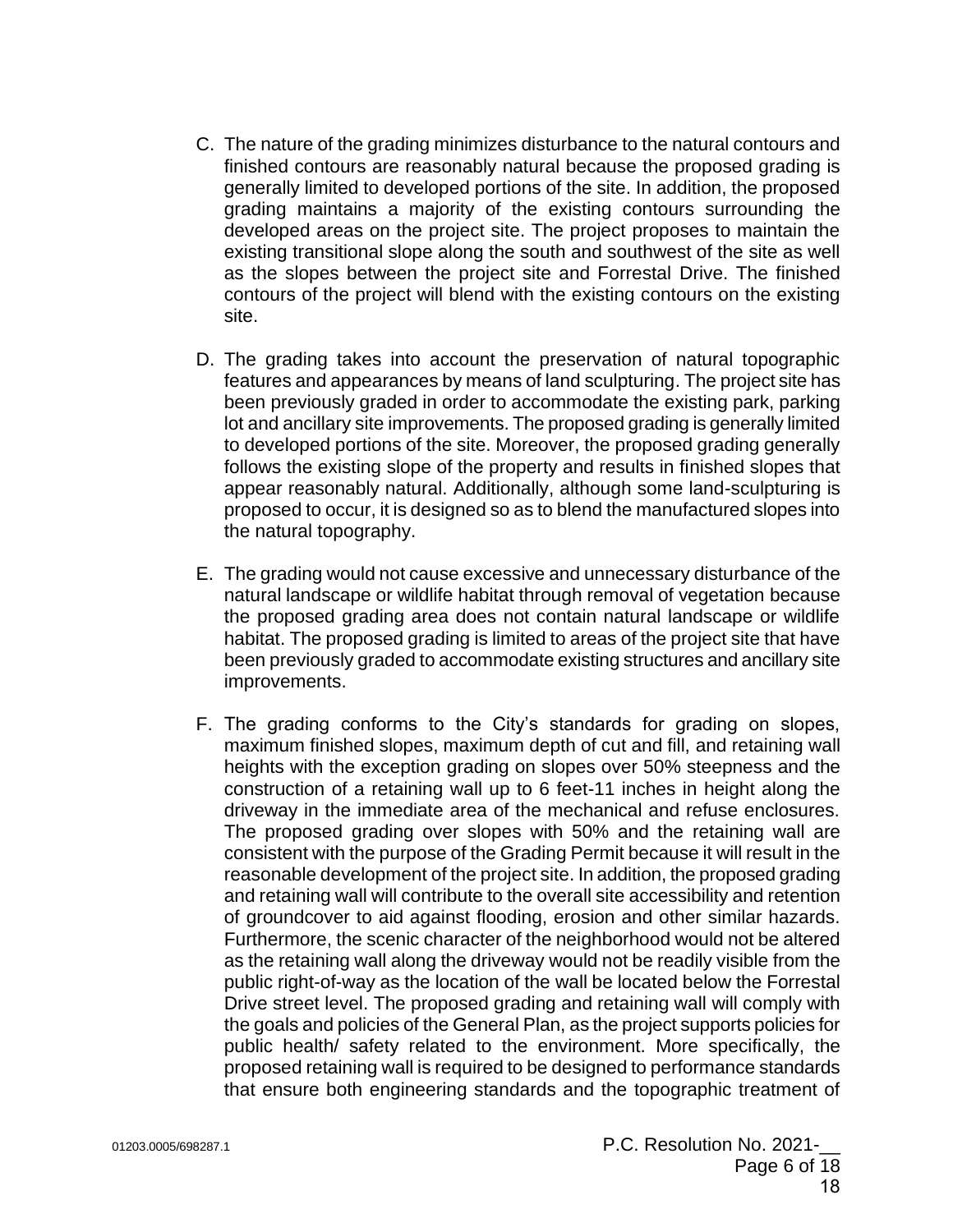C. The nature of the grading minimizes disturbance to the natural contours and finished contours are reasonably natural because the proposed grading is generally limited to developed portions of the site. In addition, the proposed grading maintains a majority of the existing contours surrounding the developed areas on the project site. The project proposes to maintain the existing transitional slope along the south and southwest of the site as well as the slopes between the project site and Forrestal Drive. The finished contours of the project will blend with the existing contours on the existing site.

D. The grading takes into account the preservation of natural topographic features and appearances by means of land sculpturing. The project site has been previously graded in order to accommodate the existing park, parking lot and ancillary site improvements. The proposed grading is generally limited to developed portions of the site. Moreover, the proposed grading generally follows the existing slope of the property and results in finished slopes that appear reasonably natural. Additionally, although some land-sculpturing is proposed to occur, it is designed so as to blend the manufactured slopes into the natural topography.

E. The grading would not cause excessive and unnecessary disturbance of the natural landscape or wildlife habitat through removal of vegetation because the proposed grading area does not contain natural landscape or wildlife habitat. The proposed grading is limited to areas of the project site that have been previously graded to accommodate existing structures and ancillary site improvements.

F. The grading conforms to the City's standards for grading on slopes, maximum finished slopes, maximum depth of cut and fill, and retaining wall heights with the exception grading on slopes over 50% steepness and the construction of a retaining wall up to 6 feet-11 inches in height along the driveway in the immediate area of the mechanical and refuse enclosures. The proposed grading over slopes with 50% and the retaining wall are consistent with the purpose of the Grading Permit because it will result in the reasonable development of the project site. In addition, the proposed grading and retaining wall will contribute to the overall site accessibility and retention of groundcover to aid against flooding, erosion and other similar hazards. Furthermore, the scenic character of the neighborhood would not be altered as the retaining wall along the driveway would not be readily visible from the public right-of-way as the location of the wall be located below the Forrestal Drive street level. The proposed grading and retaining wall will comply with the goals and policies of the General Plan, as the project supports policies for public health/ safety related to the environment. More specifically, the proposed retaining wall is required to be designed to performance standards that ensure both engineering standards and the topographic treatment of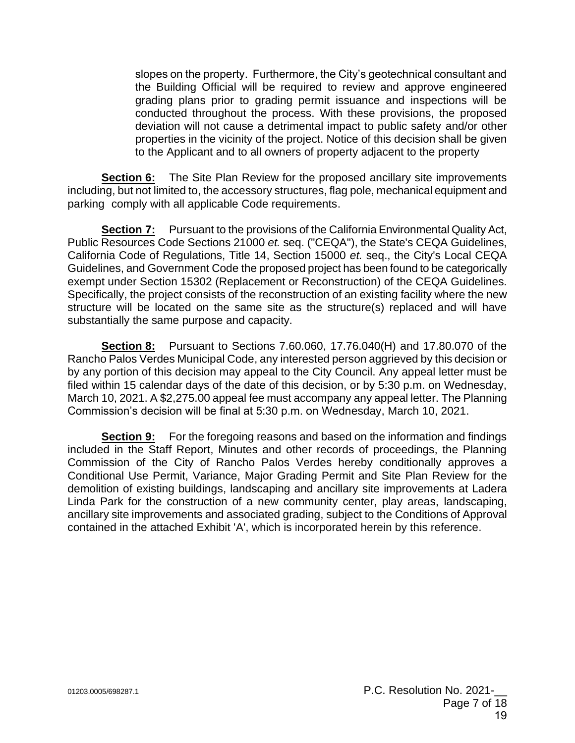slopes on the property. Furthermore, the City's geotechnical consultant and the Building Official will be required to review and approve engineered grading plans prior to grading permit issuance and inspections will be conducted throughout the process. With these provisions, the proposed deviation will not cause a detrimental impact to public safety and/or other properties in the vicinity of the project. Notice of this decision shall be given to the Applicant and to all owners of property adjacent to the property

**Section 6:** The Site Plan Review for the proposed ancillary site improvements including, but not limited to, the accessory structures, flag pole, mechanical equipment and parking comply with all applicable Code requirements.

**Section 7:** Pursuant to the provisions of the California Environmental Quality Act, Public Resources Code Sections 21000 *et.* seq. ("CEQA"), the State's CEQA Guidelines, California Code of Regulations, Title 14, Section 15000 *et.* seq., the City's Local CEQA Guidelines, and Government Code the proposed project has been found to be categorically exempt under Section 15302 (Replacement or Reconstruction) of the CEQA Guidelines. Specifically, the project consists of the reconstruction of an existing facility where the new structure will be located on the same site as the structure(s) replaced and will have substantially the same purpose and capacity.

**Section 8:** Pursuant to Sections 7.60.060, 17.76.040(H) and 17.80.070 of the Rancho Palos Verdes Municipal Code, any interested person aggrieved by this decision or by any portion of this decision may appeal to the City Council. Any appeal letter must be filed within 15 calendar days of the date of this decision, or by 5:30 p.m. on Wednesday, March 10, 2021. A $2,275.00 appeal fee must accompany any appeal letter. The Planning Commission's decision will be final at 5:30 p.m. on Wednesday, March 10, 2021.

**Section 9:** For the foregoing reasons and based on the information and findings included in the Staff Report, Minutes and other records of proceedings, the Planning Commission of the City of Rancho Palos Verdes hereby conditionally approves a Conditional Use Permit, Variance, Major Grading Permit and Site Plan Review for the demolition of existing buildings, landscaping and ancillary site improvements at Ladera Linda Park for the construction of a new community center, play areas, landscaping, ancillary site improvements and associated grading, subject to the Conditions of Approval contained in the attached Exhibit 'A', which is incorporated herein by this reference.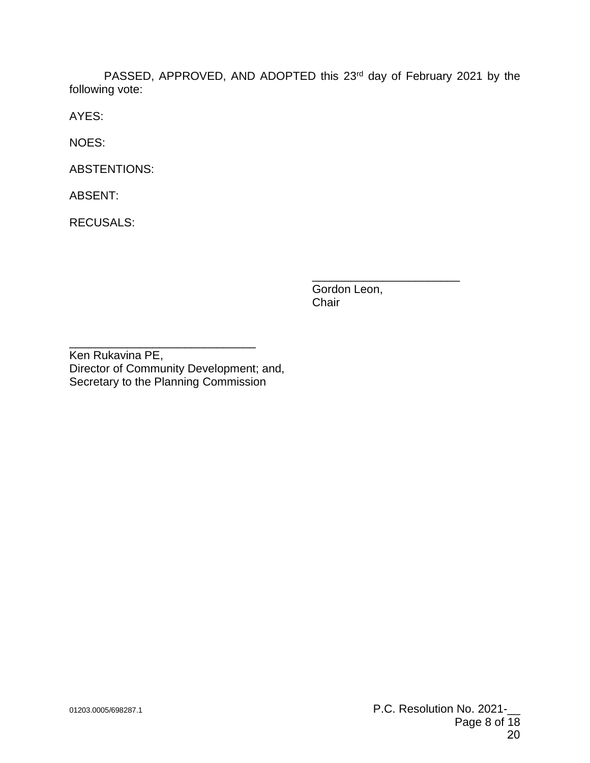PASSED, APPROVED, AND ADOPTED this 23rd day of February 2021 by the following vote:

AYES:

NOES:

ABSTENTIONS:

ABSENT:

RECUSALS:

\_\_\_\_\_\_\_\_\_\_\_\_\_\_\_\_\_\_\_\_\_\_\_\_
Gordon Leon,
Chair

\_\_\_\_\_\_\_\_\_\_\_\_\_\_\_\_\_\_\_\_\_\_\_\_\_\_\_\_\_\_
Ken Rukavina PE,
Director of Community Development; and,
Secretary to the Planning Commission

01203.0005/698287.1

P.C. Resolution No. 2021-__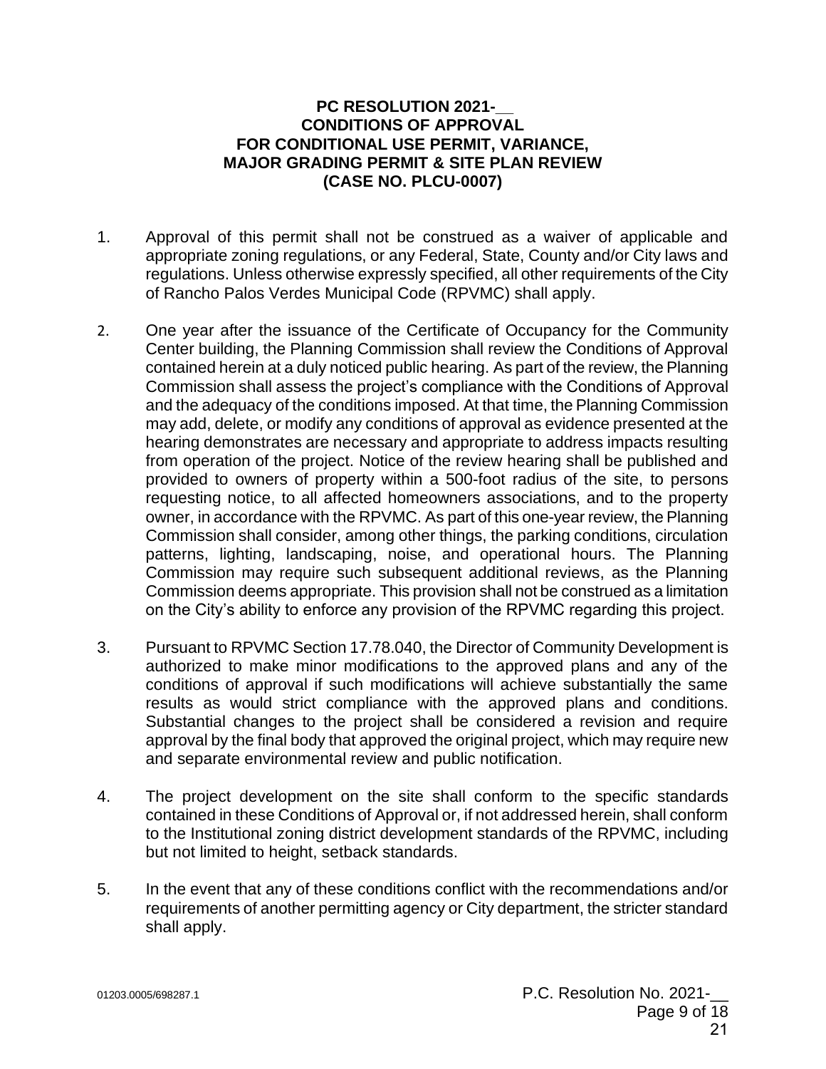**PC RESOLUTION 2021-__**
**CONDITIONS OF APPROVAL**
**FOR CONDITIONAL USE PERMIT, VARIANCE,**
**MAJOR GRADING PERMIT & SITE PLAN REVIEW**
**(CASE NO. PLCU-0007)**

1. Approval of this permit shall not be construed as a waiver of applicable and appropriate zoning regulations, or any Federal, State, County and/or City laws and regulations. Unless otherwise expressly specified, all other requirements of the City of Rancho Palos Verdes Municipal Code (RPVMC) shall apply.

2. One year after the issuance of the Certificate of Occupancy for the Community Center building, the Planning Commission shall review the Conditions of Approval contained herein at a duly noticed public hearing. As part of the review, the Planning Commission shall assess the project's compliance with the Conditions of Approval and the adequacy of the conditions imposed. At that time, the Planning Commission may add, delete, or modify any conditions of approval as evidence presented at the hearing demonstrates are necessary and appropriate to address impacts resulting from operation of the project. Notice of the review hearing shall be published and provided to owners of property within a 500-foot radius of the site, to persons requesting notice, to all affected homeowners associations, and to the property owner, in accordance with the RPVMC. As part of this one-year review, the Planning Commission shall consider, among other things, the parking conditions, circulation patterns, lighting, landscaping, noise, and operational hours. The Planning Commission may require such subsequent additional reviews, as the Planning Commission deems appropriate. This provision shall not be construed as a limitation on the City's ability to enforce any provision of the RPVMC regarding this project.

3. Pursuant to RPVMC Section 17.78.040, the Director of Community Development is authorized to make minor modifications to the approved plans and any of the conditions of approval if such modifications will achieve substantially the same results as would strict compliance with the approved plans and conditions. Substantial changes to the project shall be considered a revision and require approval by the final body that approved the original project, which may require new and separate environmental review and public notification.

4. The project development on the site shall conform to the specific standards contained in these Conditions of Approval or, if not addressed herein, shall conform to the Institutional zoning district development standards of the RPVMC, including but not limited to height, setback standards.

5. In the event that any of these conditions conflict with the recommendations and/or requirements of another permitting agency or City department, the stricter standard shall apply.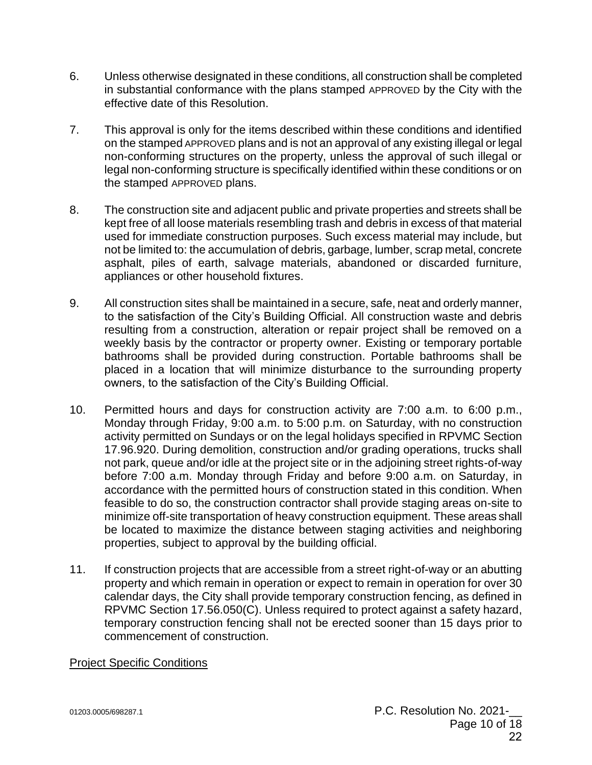6. Unless otherwise designated in these conditions, all construction shall be completed in substantial conformance with the plans stamped APPROVED by the City with the effective date of this Resolution.

7. This approval is only for the items described within these conditions and identified on the stamped APPROVED plans and is not an approval of any existing illegal or legal non-conforming structures on the property, unless the approval of such illegal or legal non-conforming structure is specifically identified within these conditions or on the stamped APPROVED plans.

8. The construction site and adjacent public and private properties and streets shall be kept free of all loose materials resembling trash and debris in excess of that material used for immediate construction purposes. Such excess material may include, but not be limited to: the accumulation of debris, garbage, lumber, scrap metal, concrete asphalt, piles of earth, salvage materials, abandoned or discarded furniture, appliances or other household fixtures.

9. All construction sites shall be maintained in a secure, safe, neat and orderly manner, to the satisfaction of the City's Building Official. All construction waste and debris resulting from a construction, alteration or repair project shall be removed on a weekly basis by the contractor or property owner. Existing or temporary portable bathrooms shall be provided during construction. Portable bathrooms shall be placed in a location that will minimize disturbance to the surrounding property owners, to the satisfaction of the City's Building Official.

10. Permitted hours and days for construction activity are 7:00 a.m. to 6:00 p.m., Monday through Friday, 9:00 a.m. to 5:00 p.m. on Saturday, with no construction activity permitted on Sundays or on the legal holidays specified in RPVMC Section 17.96.920. During demolition, construction and/or grading operations, trucks shall not park, queue and/or idle at the project site or in the adjoining street rights-of-way before 7:00 a.m. Monday through Friday and before 9:00 a.m. on Saturday, in accordance with the permitted hours of construction stated in this condition. When feasible to do so, the construction contractor shall provide staging areas on-site to minimize off-site transportation of heavy construction equipment. These areas shall be located to maximize the distance between staging activities and neighboring properties, subject to approval by the building official.

11. If construction projects that are accessible from a street right-of-way or an abutting property and which remain in operation or expect to remain in operation for over 30 calendar days, the City shall provide temporary construction fencing, as defined in RPVMC Section 17.56.050(C). Unless required to protect against a safety hazard, temporary construction fencing shall not be erected sooner than 15 days prior to commencement of construction.

<u>Project Specific Conditions</u>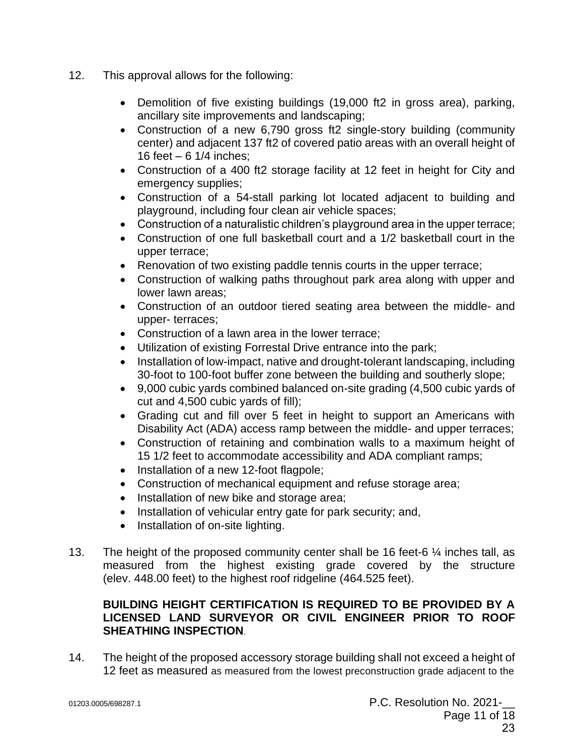12. This approval allows for the following:

    - Demolition of five existing buildings (19,000 ft2 in gross area), parking, ancillary site improvements and landscaping;
    - Construction of a new 6,790 gross ft2 single-story building (community center) and adjacent 137 ft2 of covered patio areas with an overall height of 16 feet – 6 1/4 inches;
    - Construction of a 400 ft2 storage facility at 12 feet in height for City and emergency supplies;
    - Construction of a 54-stall parking lot located adjacent to building and playground, including four clean air vehicle spaces;
    - Construction of a naturalistic children's playground area in the upper terrace;
    - Construction of one full basketball court and a 1/2 basketball court in the upper terrace;
    - Renovation of two existing paddle tennis courts in the upper terrace;
    - Construction of walking paths throughout park area along with upper and lower lawn areas;
    - Construction of an outdoor tiered seating area between the middle- and upper- terraces;
    - Construction of a lawn area in the lower terrace;
    - Utilization of existing Forrestal Drive entrance into the park;
    - Installation of low-impact, native and drought-tolerant landscaping, including 30-foot to 100-foot buffer zone between the building and southerly slope;
    - 9,000 cubic yards combined balanced on-site grading (4,500 cubic yards of cut and 4,500 cubic yards of fill);
    - Grading cut and fill over 5 feet in height to support an Americans with Disability Act (ADA) access ramp between the middle- and upper terraces;
    - Construction of retaining and combination walls to a maximum height of 15 1/2 feet to accommodate accessibility and ADA compliant ramps;
    - Installation of a new 12-foot flagpole;
    - Construction of mechanical equipment and refuse storage area;
    - Installation of new bike and storage area;
    - Installation of vehicular entry gate for park security; and,
    - Installation of on-site lighting.

13. The height of the proposed community center shall be 16 feet-6 ¼ inches tall, as measured from the highest existing grade covered by the structure (elev. 448.00 feet) to the highest roof ridgeline (464.525 feet).

    **BUILDING HEIGHT CERTIFICATION IS REQUIRED TO BE PROVIDED BY A LICENSED LAND SURVEYOR OR CIVIL ENGINEER PRIOR TO ROOF SHEATHING INSPECTION**.

14. The height of the proposed accessory storage building shall not exceed a height of 12 feet as measured as measured from the lowest preconstruction grade adjacent to the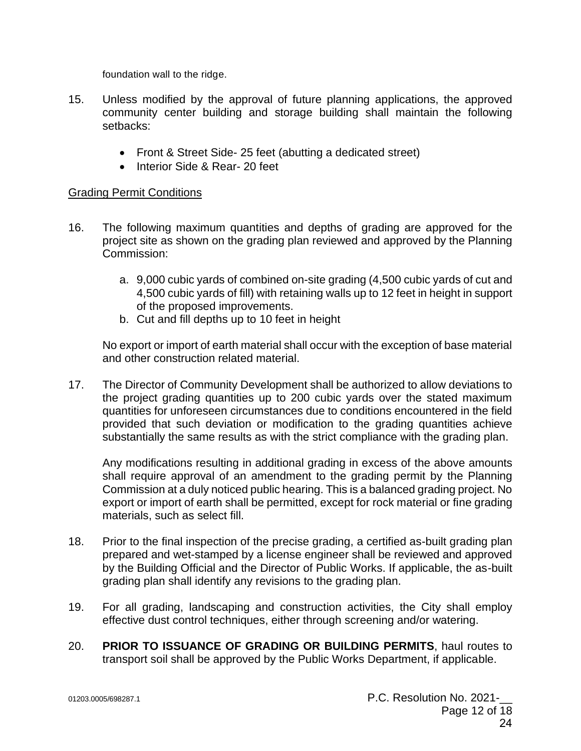foundation wall to the ridge.

15. Unless modified by the approval of future planning applications, the approved community center building and storage building shall maintain the following setbacks:

    - Front & Street Side- 25 feet (abutting a dedicated street)
    - Interior Side & Rear- 20 feet

<u>Grading Permit Conditions</u>

16. The following maximum quantities and depths of grading are approved for the project site as shown on the grading plan reviewed and approved by the Planning Commission:

    a. 9,000 cubic yards of combined on-site grading (4,500 cubic yards of cut and 4,500 cubic yards of fill) with retaining walls up to 12 feet in height in support of the proposed improvements.
    b. Cut and fill depths up to 10 feet in height

    No export or import of earth material shall occur with the exception of base material and other construction related material.

17. The Director of Community Development shall be authorized to allow deviations to the project grading quantities up to 200 cubic yards over the stated maximum quantities for unforeseen circumstances due to conditions encountered in the field provided that such deviation or modification to the grading quantities achieve substantially the same results as with the strict compliance with the grading plan.

    Any modifications resulting in additional grading in excess of the above amounts shall require approval of an amendment to the grading permit by the Planning Commission at a duly noticed public hearing. This is a balanced grading project. No export or import of earth shall be permitted, except for rock material or fine grading materials, such as select fill.

18. Prior to the final inspection of the precise grading, a certified as-built grading plan prepared and wet-stamped by a license engineer shall be reviewed and approved by the Building Official and the Director of Public Works. If applicable, the as-built grading plan shall identify any revisions to the grading plan.

19. For all grading, landscaping and construction activities, the City shall employ effective dust control techniques, either through screening and/or watering.

20. **PRIOR TO ISSUANCE OF GRADING OR BUILDING PERMITS**, haul routes to transport soil shall be approved by the Public Works Department, if applicable.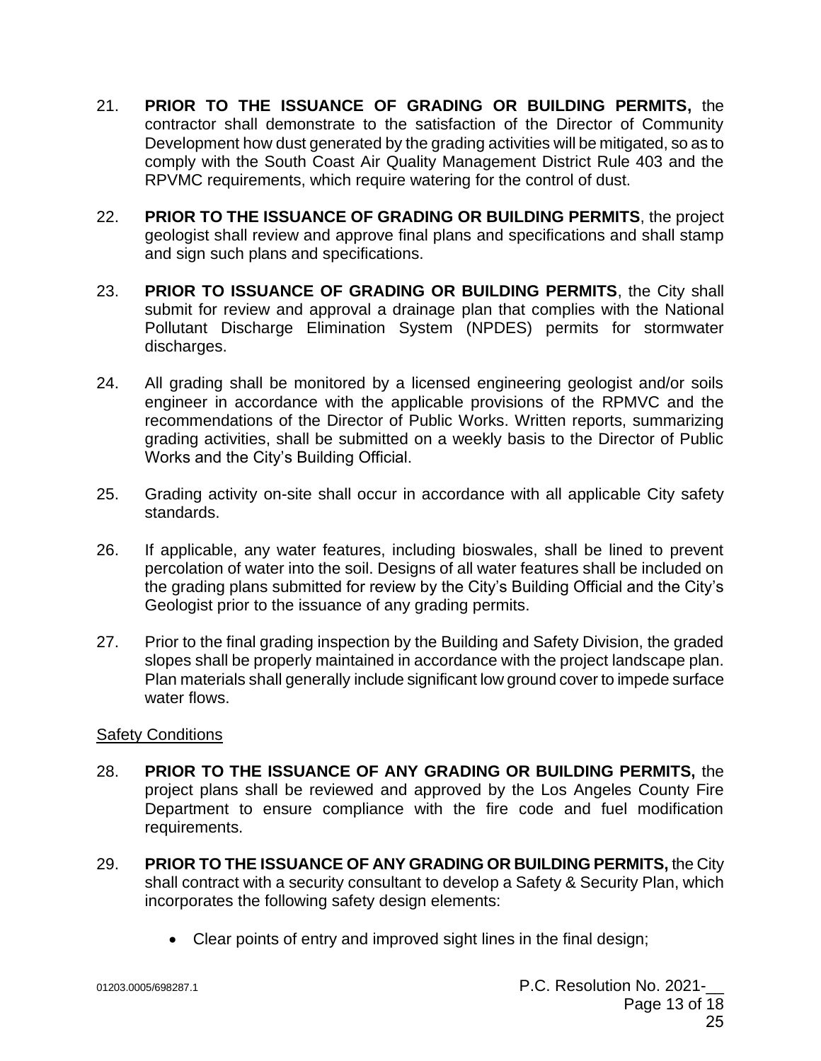21. **PRIOR TO THE ISSUANCE OF GRADING OR BUILDING PERMITS,** the contractor shall demonstrate to the satisfaction of the Director of Community Development how dust generated by the grading activities will be mitigated, so as to comply with the South Coast Air Quality Management District Rule 403 and the RPVMC requirements, which require watering for the control of dust.

22. **PRIOR TO THE ISSUANCE OF GRADING OR BUILDING PERMITS**, the project geologist shall review and approve final plans and specifications and shall stamp and sign such plans and specifications.

23. **PRIOR TO ISSUANCE OF GRADING OR BUILDING PERMITS**, the City shall submit for review and approval a drainage plan that complies with the National Pollutant Discharge Elimination System (NPDES) permits for stormwater discharges.

24. All grading shall be monitored by a licensed engineering geologist and/or soils engineer in accordance with the applicable provisions of the RPMVC and the recommendations of the Director of Public Works. Written reports, summarizing grading activities, shall be submitted on a weekly basis to the Director of Public Works and the City's Building Official.

25. Grading activity on-site shall occur in accordance with all applicable City safety standards.

26. If applicable, any water features, including bioswales, shall be lined to prevent percolation of water into the soil. Designs of all water features shall be included on the grading plans submitted for review by the City's Building Official and the City's Geologist prior to the issuance of any grading permits.

27. Prior to the final grading inspection by the Building and Safety Division, the graded slopes shall be properly maintained in accordance with the project landscape plan. Plan materials shall generally include significant low ground cover to impede surface water flows.

Safety Conditions

28. **PRIOR TO THE ISSUANCE OF ANY GRADING OR BUILDING PERMITS,** the project plans shall be reviewed and approved by the Los Angeles County Fire Department to ensure compliance with the fire code and fuel modification requirements.

29. **PRIOR TO THE ISSUANCE OF ANY GRADING OR BUILDING PERMITS,** the City shall contract with a security consultant to develop a Safety & Security Plan, which incorporates the following safety design elements:

    - Clear points of entry and improved sight lines in the final design;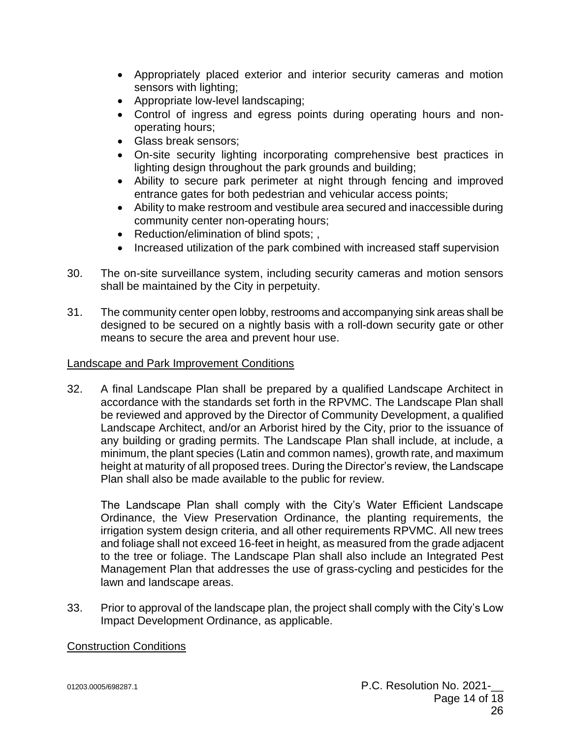- Appropriately placed exterior and interior security cameras and motion sensors with lighting;
- Appropriate low-level landscaping;
- Control of ingress and egress points during operating hours and non-operating hours;
- Glass break sensors;
- On-site security lighting incorporating comprehensive best practices in lighting design throughout the park grounds and building;
- Ability to secure park perimeter at night through fencing and improved entrance gates for both pedestrian and vehicular access points;
- Ability to make restroom and vestibule area secured and inaccessible during community center non-operating hours;
- Reduction/elimination of blind spots; ,
- Increased utilization of the park combined with increased staff supervision

30. The on-site surveillance system, including security cameras and motion sensors shall be maintained by the City in perpetuity.

31. The community center open lobby, restrooms and accompanying sink areas shall be designed to be secured on a nightly basis with a roll-down security gate or other means to secure the area and prevent hour use.

<u>Landscape and Park Improvement Conditions</u>

32. A final Landscape Plan shall be prepared by a qualified Landscape Architect in accordance with the standards set forth in the RPVMC. The Landscape Plan shall be reviewed and approved by the Director of Community Development, a qualified Landscape Architect, and/or an Arborist hired by the City, prior to the issuance of any building or grading permits. The Landscape Plan shall include, at include, a minimum, the plant species (Latin and common names), growth rate, and maximum height at maturity of all proposed trees. During the Director's review, the Landscape Plan shall also be made available to the public for review.

    The Landscape Plan shall comply with the City's Water Efficient Landscape Ordinance, the View Preservation Ordinance, the planting requirements, the irrigation system design criteria, and all other requirements RPVMC. All new trees and foliage shall not exceed 16-feet in height, as measured from the grade adjacent to the tree or foliage. The Landscape Plan shall also include an Integrated Pest Management Plan that addresses the use of grass-cycling and pesticides for the lawn and landscape areas.

33. Prior to approval of the landscape plan, the project shall comply with the City's Low Impact Development Ordinance, as applicable.

<u>Construction Conditions</u>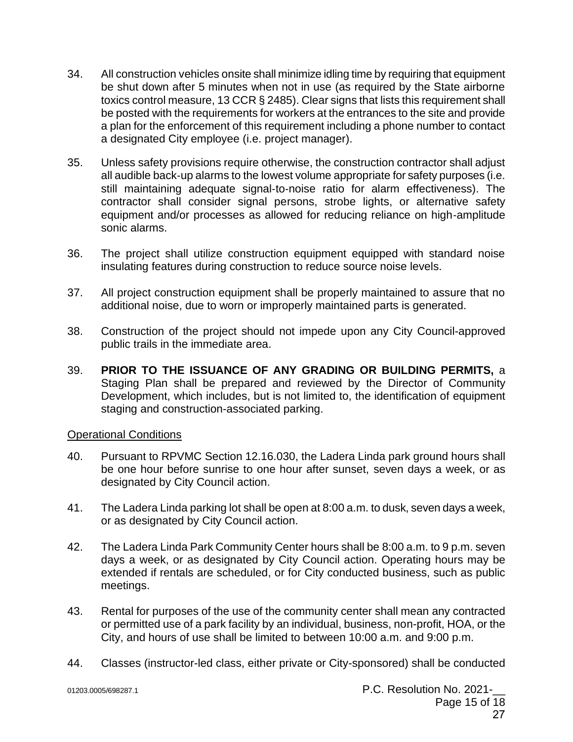34. All construction vehicles onsite shall minimize idling time by requiring that equipment be shut down after 5 minutes when not in use (as required by the State airborne toxics control measure, 13 CCR § 2485). Clear signs that lists this requirement shall be posted with the requirements for workers at the entrances to the site and provide a plan for the enforcement of this requirement including a phone number to contact a designated City employee (i.e. project manager).

35. Unless safety provisions require otherwise, the construction contractor shall adjust all audible back-up alarms to the lowest volume appropriate for safety purposes (i.e. still maintaining adequate signal-to-noise ratio for alarm effectiveness). The contractor shall consider signal persons, strobe lights, or alternative safety equipment and/or processes as allowed for reducing reliance on high-amplitude sonic alarms.

36. The project shall utilize construction equipment equipped with standard noise insulating features during construction to reduce source noise levels.

37. All project construction equipment shall be properly maintained to assure that no additional noise, due to worn or improperly maintained parts is generated.

38. Construction of the project should not impede upon any City Council-approved public trails in the immediate area.

39. **PRIOR TO THE ISSUANCE OF ANY GRADING OR BUILDING PERMITS,** a Staging Plan shall be prepared and reviewed by the Director of Community Development, which includes, but is not limited to, the identification of equipment staging and construction-associated parking.

<u>Operational Conditions</u>

40. Pursuant to RPVMC Section 12.16.030, the Ladera Linda park ground hours shall be one hour before sunrise to one hour after sunset, seven days a week, or as designated by City Council action.

41. The Ladera Linda parking lot shall be open at 8:00 a.m. to dusk, seven days a week, or as designated by City Council action.

42. The Ladera Linda Park Community Center hours shall be 8:00 a.m. to 9 p.m. seven days a week, or as designated by City Council action. Operating hours may be extended if rentals are scheduled, or for City conducted business, such as public meetings.

43. Rental for purposes of the use of the community center shall mean any contracted or permitted use of a park facility by an individual, business, non-profit, HOA, or the City, and hours of use shall be limited to between 10:00 a.m. and 9:00 p.m.

44. Classes (instructor-led class, either private or City-sponsored) shall be conducted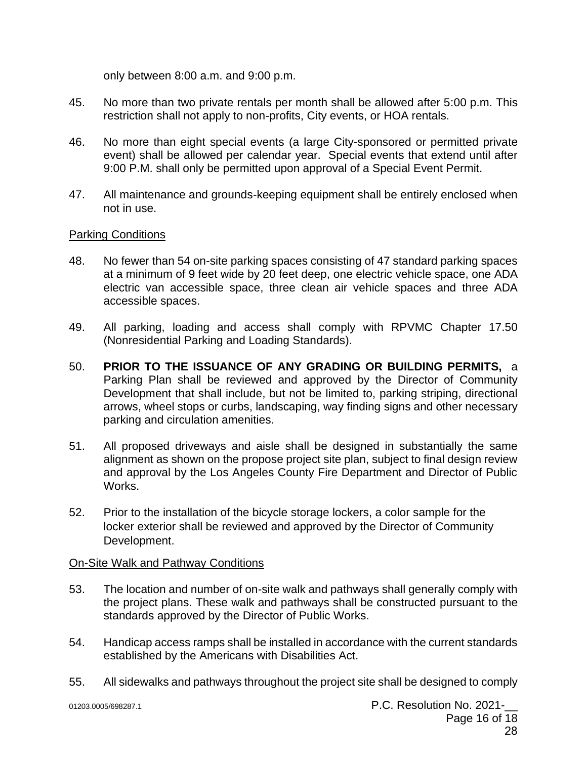only between 8:00 a.m. and 9:00 p.m.

45. No more than two private rentals per month shall be allowed after 5:00 p.m. This restriction shall not apply to non-profits, City events, or HOA rentals.

46. No more than eight special events (a large City-sponsored or permitted private event) shall be allowed per calendar year. Special events that extend until after 9:00 P.M. shall only be permitted upon approval of a Special Event Permit.

47. All maintenance and grounds-keeping equipment shall be entirely enclosed when not in use.

Parking Conditions

48. No fewer than 54 on-site parking spaces consisting of 47 standard parking spaces at a minimum of 9 feet wide by 20 feet deep, one electric vehicle space, one ADA electric van accessible space, three clean air vehicle spaces and three ADA accessible spaces.

49. All parking, loading and access shall comply with RPVMC Chapter 17.50 (Nonresidential Parking and Loading Standards).

50. **PRIOR TO THE ISSUANCE OF ANY GRADING OR BUILDING PERMITS,** a Parking Plan shall be reviewed and approved by the Director of Community Development that shall include, but not be limited to, parking striping, directional arrows, wheel stops or curbs, landscaping, way finding signs and other necessary parking and circulation amenities.

51. All proposed driveways and aisle shall be designed in substantially the same alignment as shown on the propose project site plan, subject to final design review and approval by the Los Angeles County Fire Department and Director of Public Works.

52. Prior to the installation of the bicycle storage lockers, a color sample for the locker exterior shall be reviewed and approved by the Director of Community Development.

On-Site Walk and Pathway Conditions

53. The location and number of on-site walk and pathways shall generally comply with the project plans. These walk and pathways shall be constructed pursuant to the standards approved by the Director of Public Works.

54. Handicap access ramps shall be installed in accordance with the current standards established by the Americans with Disabilities Act.

55. All sidewalks and pathways throughout the project site shall be designed to comply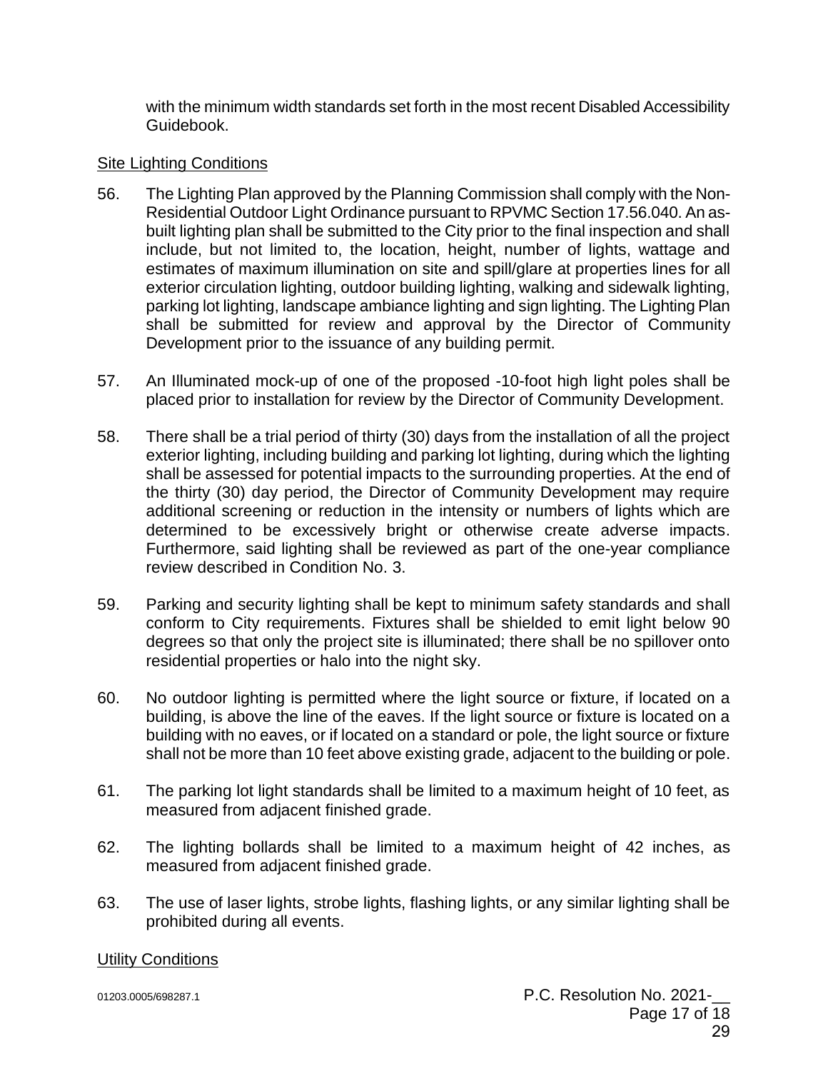with the minimum width standards set forth in the most recent Disabled Accessibility Guidebook.

Site Lighting Conditions

56. The Lighting Plan approved by the Planning Commission shall comply with the Non-Residential Outdoor Light Ordinance pursuant to RPVMC Section 17.56.040. An as-built lighting plan shall be submitted to the City prior to the final inspection and shall include, but not limited to, the location, height, number of lights, wattage and estimates of maximum illumination on site and spill/glare at properties lines for all exterior circulation lighting, outdoor building lighting, walking and sidewalk lighting, parking lot lighting, landscape ambiance lighting and sign lighting. The Lighting Plan shall be submitted for review and approval by the Director of Community Development prior to the issuance of any building permit.

57. An Illuminated mock-up of one of the proposed -10-foot high light poles shall be placed prior to installation for review by the Director of Community Development.

58. There shall be a trial period of thirty (30) days from the installation of all the project exterior lighting, including building and parking lot lighting, during which the lighting shall be assessed for potential impacts to the surrounding properties. At the end of the thirty (30) day period, the Director of Community Development may require additional screening or reduction in the intensity or numbers of lights which are determined to be excessively bright or otherwise create adverse impacts. Furthermore, said lighting shall be reviewed as part of the one-year compliance review described in Condition No. 3.

59. Parking and security lighting shall be kept to minimum safety standards and shall conform to City requirements. Fixtures shall be shielded to emit light below 90 degrees so that only the project site is illuminated; there shall be no spillover onto residential properties or halo into the night sky.

60. No outdoor lighting is permitted where the light source or fixture, if located on a building, is above the line of the eaves. If the light source or fixture is located on a building with no eaves, or if located on a standard or pole, the light source or fixture shall not be more than 10 feet above existing grade, adjacent to the building or pole.

61. The parking lot light standards shall be limited to a maximum height of 10 feet, as measured from adjacent finished grade.

62. The lighting bollards shall be limited to a maximum height of 42 inches, as measured from adjacent finished grade.

63. The use of laser lights, strobe lights, flashing lights, or any similar lighting shall be prohibited during all events.

Utility Conditions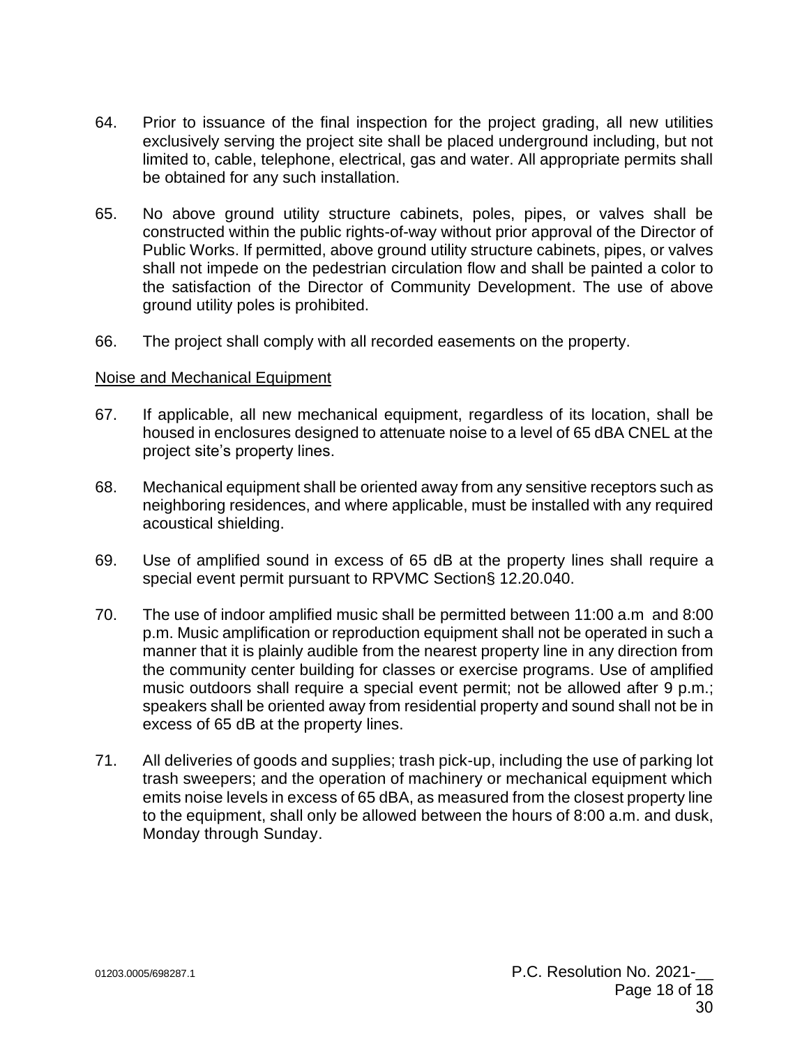64. Prior to issuance of the final inspection for the project grading, all new utilities exclusively serving the project site shall be placed underground including, but not limited to, cable, telephone, electrical, gas and water. All appropriate permits shall be obtained for any such installation.

65. No above ground utility structure cabinets, poles, pipes, or valves shall be constructed within the public rights-of-way without prior approval of the Director of Public Works. If permitted, above ground utility structure cabinets, pipes, or valves shall not impede on the pedestrian circulation flow and shall be painted a color to the satisfaction of the Director of Community Development. The use of above ground utility poles is prohibited.

66. The project shall comply with all recorded easements on the property.

<u>Noise and Mechanical Equipment</u>

67. If applicable, all new mechanical equipment, regardless of its location, shall be housed in enclosures designed to attenuate noise to a level of 65 dBA CNEL at the project site's property lines.

68. Mechanical equipment shall be oriented away from any sensitive receptors such as neighboring residences, and where applicable, must be installed with any required acoustical shielding.

69. Use of amplified sound in excess of 65 dB at the property lines shall require a special event permit pursuant to RPVMC Section§ 12.20.040.

70. The use of indoor amplified music shall be permitted between 11:00 a.m and 8:00 p.m. Music amplification or reproduction equipment shall not be operated in such a manner that it is plainly audible from the nearest property line in any direction from the community center building for classes or exercise programs. Use of amplified music outdoors shall require a special event permit; not be allowed after 9 p.m.; speakers shall be oriented away from residential property and sound shall not be in excess of 65 dB at the property lines.

71. All deliveries of goods and supplies; trash pick-up, including the use of parking lot trash sweepers; and the operation of machinery or mechanical equipment which emits noise levels in excess of 65 dBA, as measured from the closest property line to the equipment, shall only be allowed between the hours of 8:00 a.m. and dusk, Monday through Sunday.